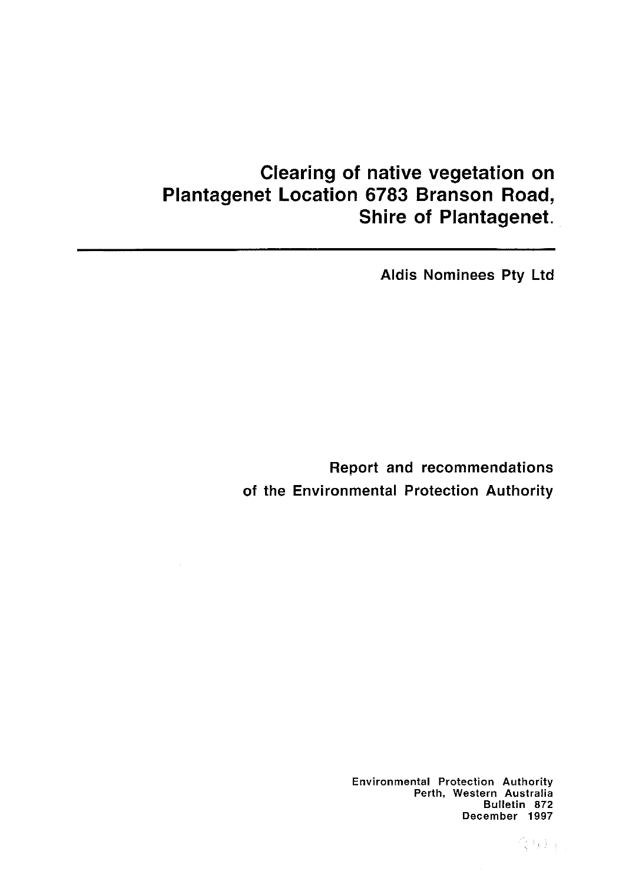# Clearing of native vegetation on Plantagenet Location 6783 Branson Road, Shire of Plantagenet.

Aldis Nominees Pty Ltd

Report and recommendations of the Environmental Protection Authority

Environmental Protection Authority
Perth, Western Australia
Bulletin 872
December 1997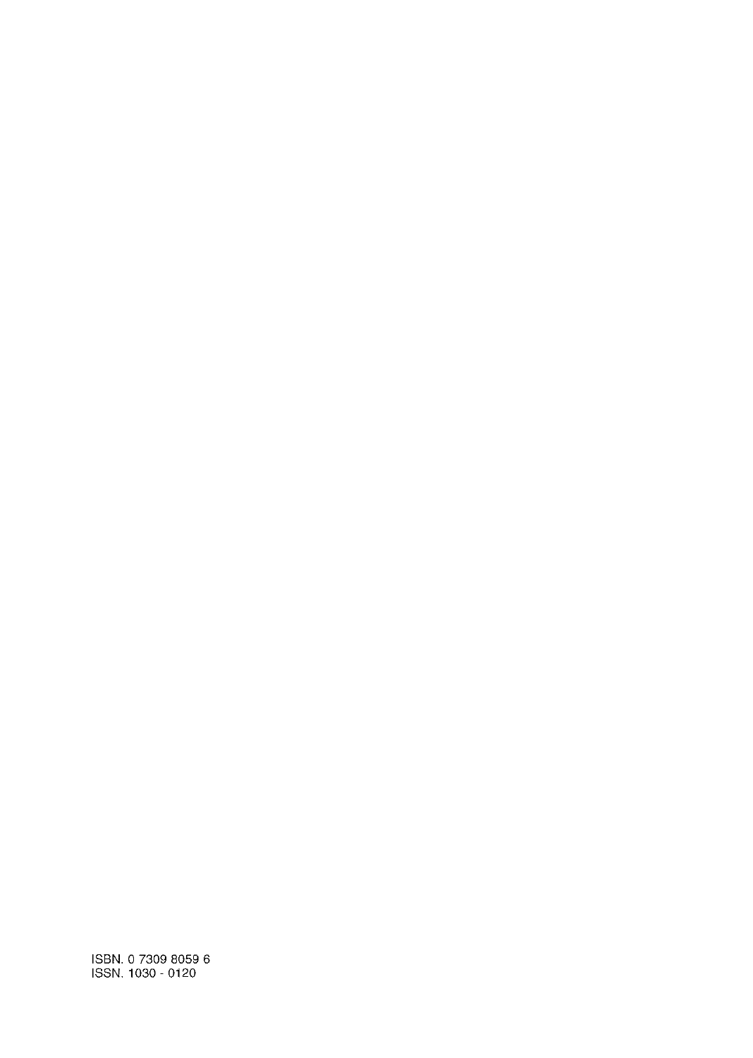ISBN. 0 7309 8059 6
ISSN. 1030 - 0120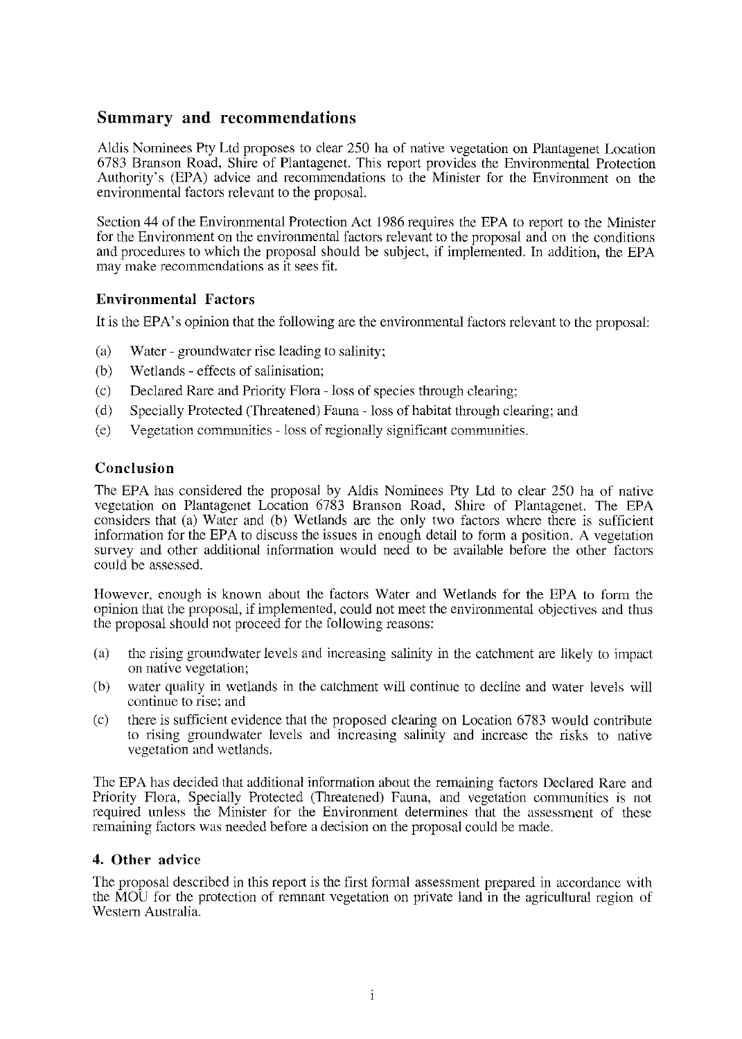## Summary and recommendations

Aldis Nominees Pty Ltd proposes to clear 250 ha of native vegetation on Plantagenet Location 6783 Branson Road, Shire of Plantagenet. This report provides the Environmental Protection Authority's (EPA) advice and recommendations to the Minister for the Environment on the environmental factors relevant to the proposal.

Section 44 of the Environmental Protection Act 1986 requires the EPA to report to the Minister for the Environment on the environmental factors relevant to the proposal and on the conditions and procedures to which the proposal should be subject, if implemented. In addition, the EPA may make recommendations as it sees fit.

### Environmental Factors

It is the EPA's opinion that the following are the environmental factors relevant to the proposal:

(a) Water - groundwater rise leading to salinity;

(b) Wetlands - effects of salinisation;

(c) Declared Rare and Priority Flora - loss of species through clearing;

(d) Specially Protected (Threatened) Fauna - loss of habitat through clearing; and

(e) Vegetation communities - loss of regionally significant communities.

### Conclusion

The EPA has considered the proposal by Aldis Nominees Pty Ltd to clear 250 ha of native vegetation on Plantagenet Location 6783 Branson Road, Shire of Plantagenet. The EPA considers that (a) Water and (b) Wetlands are the only two factors where there is sufficient information for the EPA to discuss the issues in enough detail to form a position. A vegetation survey and other additional information would need to be available before the other factors could be assessed.

However, enough is known about the factors Water and Wetlands for the EPA to form the opinion that the proposal, if implemented, could not meet the environmental objectives and thus the proposal should not proceed for the following reasons:

(a) the rising groundwater levels and increasing salinity in the catchment are likely to impact on native vegetation;

(b) water quality in wetlands in the catchment will continue to decline and water levels will continue to rise; and

(c) there is sufficient evidence that the proposed clearing on Location 6783 would contribute to rising groundwater levels and increasing salinity and increase the risks to native vegetation and wetlands.

The EPA has decided that additional information about the remaining factors Declared Rare and Priority Flora, Specially Protected (Threatened) Fauna, and vegetation communities is not required unless the Minister for the Environment determines that the assessment of these remaining factors was needed before a decision on the proposal could be made.

### 4. Other advice

The proposal described in this report is the first formal assessment prepared in accordance with the MOU for the protection of remnant vegetation on private land in the agricultural region of Western Australia.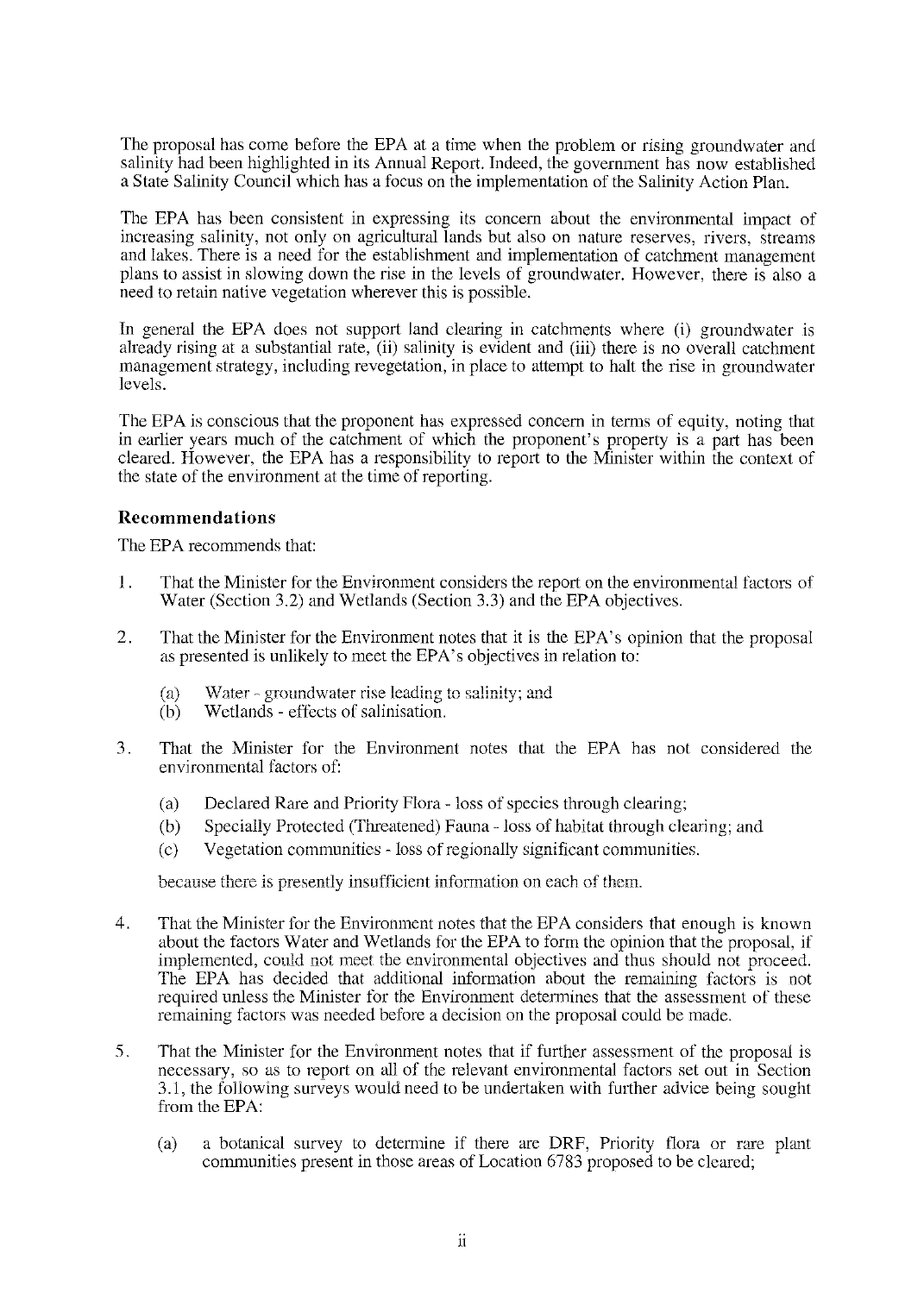The proposal has come before the EPA at a time when the problem or rising groundwater and salinity had been highlighted in its Annual Report. Indeed, the government has now established a State Salinity Council which has a focus on the implementation of the Salinity Action Plan.

The EPA has been consistent in expressing its concern about the environmental impact of increasing salinity, not only on agricultural lands but also on nature reserves, rivers, streams and lakes. There is a need for the establishment and implementation of catchment management plans to assist in slowing down the rise in the levels of groundwater. However, there is also a need to retain native vegetation wherever this is possible.

In general the EPA does not support land clearing in catchments where (i) groundwater is already rising at a substantial rate, (ii) salinity is evident and (iii) there is no overall catchment management strategy, including revegetation, in place to attempt to halt the rise in groundwater levels.

The EPA is conscious that the proponent has expressed concern in terms of equity, noting that in earlier years much of the catchment of which the proponent's property is a part has been cleared. However, the EPA has a responsibility to report to the Minister within the context of the state of the environment at the time of reporting.

### Recommendations

The EPA recommends that:

1. That the Minister for the Environment considers the report on the environmental factors of Water (Section 3.2) and Wetlands (Section 3.3) and the EPA objectives.

2. That the Minister for the Environment notes that it is the EPA's opinion that the proposal as presented is unlikely to meet the EPA's objectives in relation to:

   (a) Water - groundwater rise leading to salinity; and
   (b) Wetlands - effects of salinisation.

3. That the Minister for the Environment notes that the EPA has not considered the environmental factors of:

   (a) Declared Rare and Priority Flora - loss of species through clearing;
   (b) Specially Protected (Threatened) Fauna - loss of habitat through clearing; and
   (c) Vegetation communities - loss of regionally significant communities.

   because there is presently insufficient information on each of them.

4. That the Minister for the Environment notes that the EPA considers that enough is known about the factors Water and Wetlands for the EPA to form the opinion that the proposal, if implemented, could not meet the environmental objectives and thus should not proceed. The EPA has decided that additional information about the remaining factors is not required unless the Minister for the Environment determines that the assessment of these remaining factors was needed before a decision on the proposal could be made.

5. That the Minister for the Environment notes that if further assessment of the proposal is necessary, so as to report on all of the relevant environmental factors set out in Section 3.1, the following surveys would need to be undertaken with further advice being sought from the EPA:

   (a) a botanical survey to determine if there are DRF, Priority flora or rare plant communities present in those areas of Location 6783 proposed to be cleared;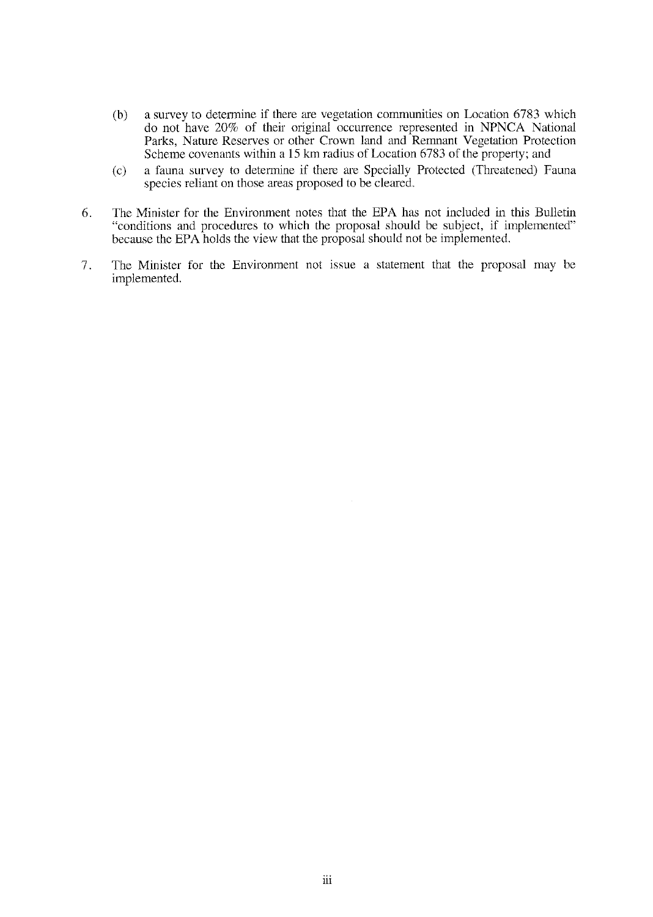(b) a survey to determine if there are vegetation communities on Location 6783 which do not have 20% of their original occurrence represented in NPNCA National Parks, Nature Reserves or other Crown land and Remnant Vegetation Protection Scheme covenants within a 15 km radius of Location 6783 of the property; and

(c) a fauna survey to determine if there are Specially Protected (Threatened) Fauna species reliant on those areas proposed to be cleared.

6. The Minister for the Environment notes that the EPA has not included in this Bulletin "conditions and procedures to which the proposal should be subject, if implemented" because the EPA holds the view that the proposal should not be implemented.

7. The Minister for the Environment not issue a statement that the proposal may be implemented.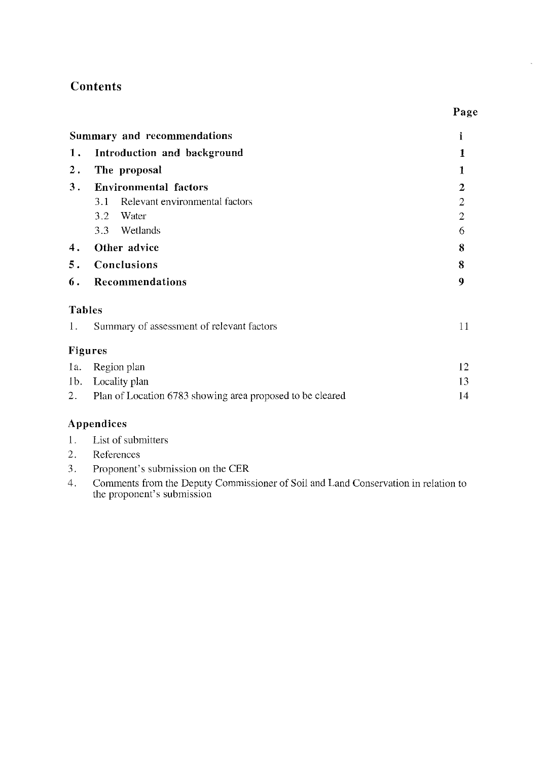## Contents

| | Page |
|---|---|
| **Summary and recommendations** | **i** |
| **1. Introduction and background** | **1** |
| **2. The proposal** | **1** |
| **3. Environmental factors** | **2** |
| 3.1 Relevant environmental factors | 2 |
| 3.2 Water | 2 |
| 3.3 Wetlands | 6 |
| **4. Other advice** | **8** |
| **5. Conclusions** | **8** |
| **6. Recommendations** | **9** |

### Tables

| | |
|---|---|
| 1. Summary of assessment of relevant factors | 11 |

### Figures

| | |
|---|---|
| 1a. Region plan | 12 |
| 1b. Locality plan | 13 |
| 2. Plan of Location 6783 showing area proposed to be cleared | 14 |

### Appendices

1. List of submitters
2. References
3. Proponent's submission on the CER
4. Comments from the Deputy Commissioner of Soil and Land Conservation in relation to the proponent's submission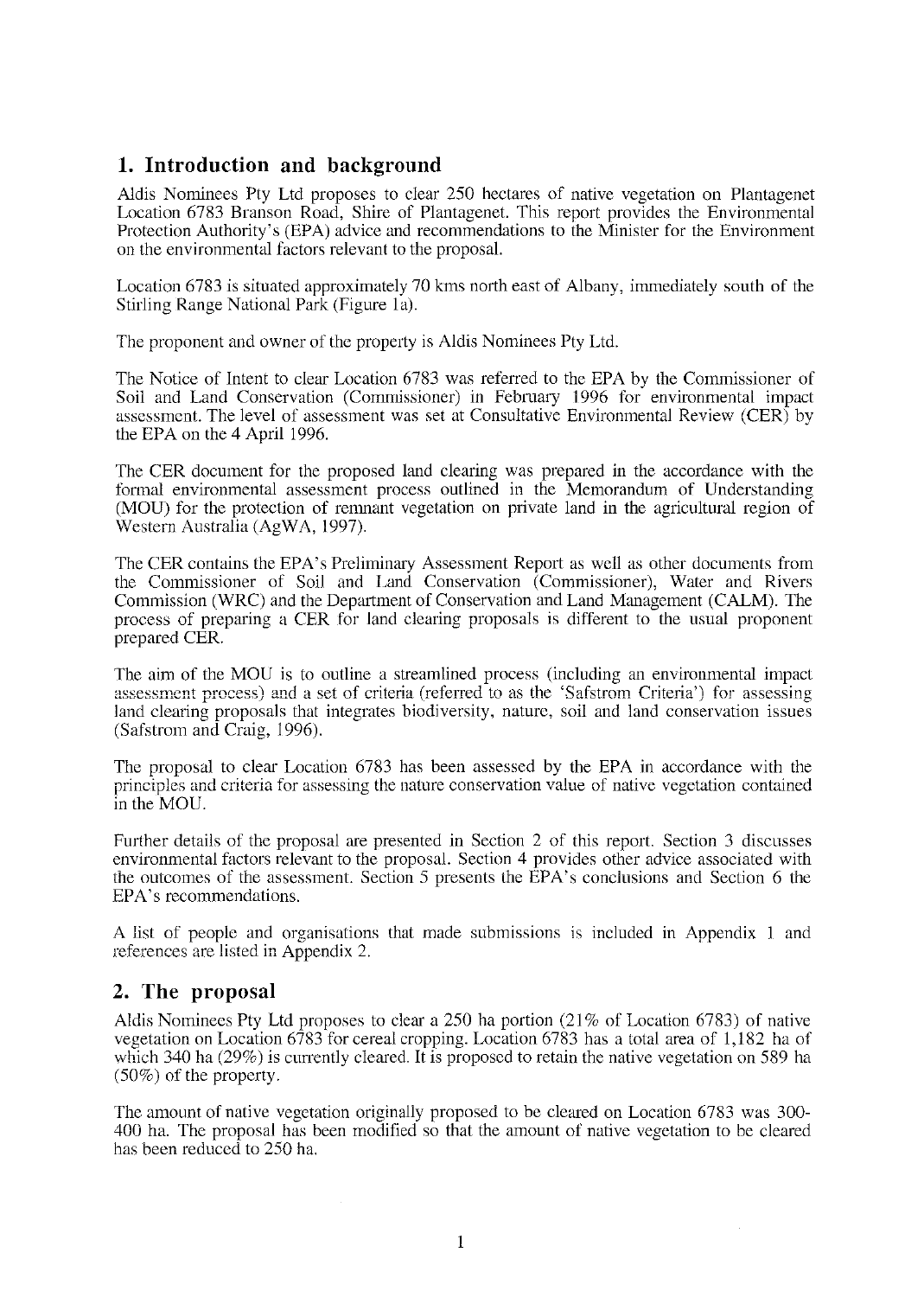## 1. Introduction and background

Aldis Nominees Pty Ltd proposes to clear 250 hectares of native vegetation on Plantagenet Location 6783 Branson Road, Shire of Plantagenet. This report provides the Environmental Protection Authority's (EPA) advice and recommendations to the Minister for the Environment on the environmental factors relevant to the proposal.

Location 6783 is situated approximately 70 kms north east of Albany, immediately south of the Stirling Range National Park (Figure 1a).

The proponent and owner of the property is Aldis Nominees Pty Ltd.

The Notice of Intent to clear Location 6783 was referred to the EPA by the Commissioner of Soil and Land Conservation (Commissioner) in February 1996 for environmental impact assessment. The level of assessment was set at Consultative Environmental Review (CER) by the EPA on the 4 April 1996.

The CER document for the proposed land clearing was prepared in the accordance with the formal environmental assessment process outlined in the Memorandum of Understanding (MOU) for the protection of remnant vegetation on private land in the agricultural region of Western Australia (AgWA, 1997).

The CER contains the EPA's Preliminary Assessment Report as well as other documents from the Commissioner of Soil and Land Conservation (Commissioner), Water and Rivers Commission (WRC) and the Department of Conservation and Land Management (CALM). The process of preparing a CER for land clearing proposals is different to the usual proponent prepared CER.

The aim of the MOU is to outline a streamlined process (including an environmental impact assessment process) and a set of criteria (referred to as the 'Safstrom Criteria') for assessing land clearing proposals that integrates biodiversity, nature, soil and land conservation issues (Safstrom and Craig, 1996).

The proposal to clear Location 6783 has been assessed by the EPA in accordance with the principles and criteria for assessing the nature conservation value of native vegetation contained in the MOU.

Further details of the proposal are presented in Section 2 of this report. Section 3 discusses environmental factors relevant to the proposal. Section 4 provides other advice associated with the outcomes of the assessment. Section 5 presents the EPA's conclusions and Section 6 the EPA's recommendations.

A list of people and organisations that made submissions is included in Appendix 1 and references are listed in Appendix 2.

## 2. The proposal

Aldis Nominees Pty Ltd proposes to clear a 250 ha portion (21% of Location 6783) of native vegetation on Location 6783 for cereal cropping. Location 6783 has a total area of 1,182 ha of which 340 ha (29%) is currently cleared. It is proposed to retain the native vegetation on 589 ha (50%) of the property.

The amount of native vegetation originally proposed to be cleared on Location 6783 was 300-400 ha. The proposal has been modified so that the amount of native vegetation to be cleared has been reduced to 250 ha.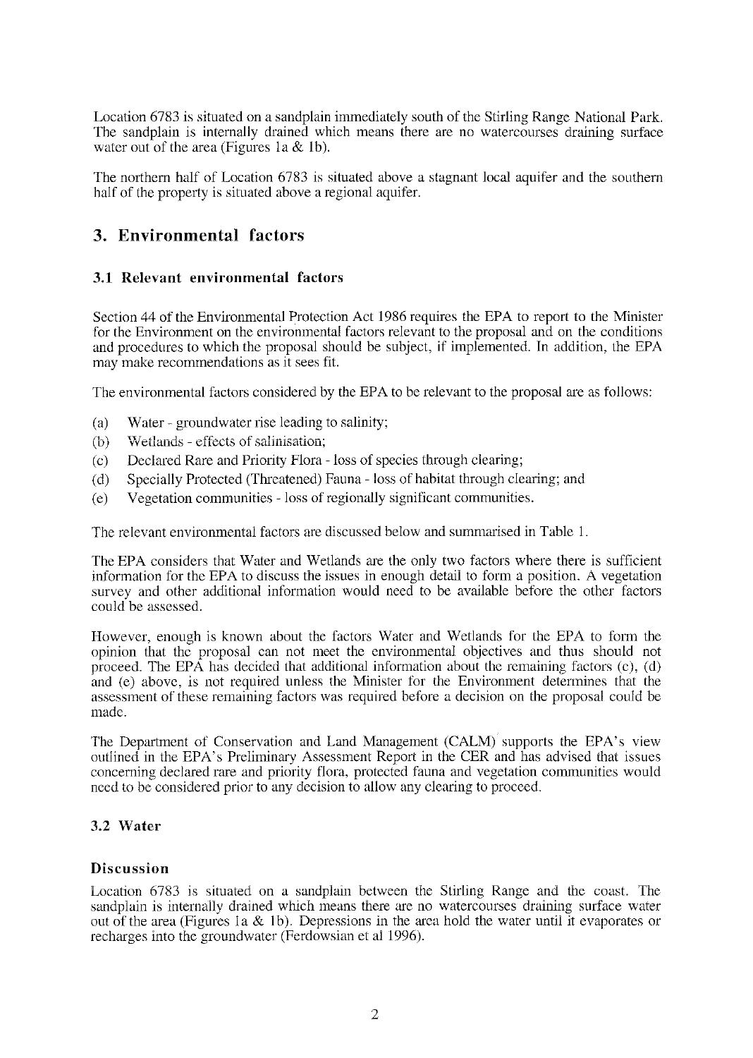Location 6783 is situated on a sandplain immediately south of the Stirling Range National Park. The sandplain is internally drained which means there are no watercourses draining surface water out of the area (Figures 1a & 1b).

The northern half of Location 6783 is situated above a stagnant local aquifer and the southern half of the property is situated above a regional aquifer.

# 3. Environmental factors

## 3.1 Relevant environmental factors

Section 44 of the Environmental Protection Act 1986 requires the EPA to report to the Minister for the Environment on the environmental factors relevant to the proposal and on the conditions and procedures to which the proposal should be subject, if implemented. In addition, the EPA may make recommendations as it sees fit.

The environmental factors considered by the EPA to be relevant to the proposal are as follows:

(a) Water - groundwater rise leading to salinity;

(b) Wetlands - effects of salinisation;

(c) Declared Rare and Priority Flora - loss of species through clearing;

(d) Specially Protected (Threatened) Fauna - loss of habitat through clearing; and

(e) Vegetation communities - loss of regionally significant communities.

The relevant environmental factors are discussed below and summarised in Table 1.

The EPA considers that Water and Wetlands are the only two factors where there is sufficient information for the EPA to discuss the issues in enough detail to form a position. A vegetation survey and other additional information would need to be available before the other factors could be assessed.

However, enough is known about the factors Water and Wetlands for the EPA to form the opinion that the proposal can not meet the environmental objectives and thus should not proceed. The EPA has decided that additional information about the remaining factors (c), (d) and (e) above, is not required unless the Minister for the Environment determines that the assessment of these remaining factors was required before a decision on the proposal could be made.

The Department of Conservation and Land Management (CALM) supports the EPA's view outlined in the EPA's Preliminary Assessment Report in the CER and has advised that issues concerning declared rare and priority flora, protected fauna and vegetation communities would need to be considered prior to any decision to allow any clearing to proceed.

## 3.2 Water

### Discussion

Location 6783 is situated on a sandplain between the Stirling Range and the coast. The sandplain is internally drained which means there are no watercourses draining surface water out of the area (Figures 1a & 1b). Depressions in the area hold the water until it evaporates or recharges into the groundwater (Ferdowsian et al 1996).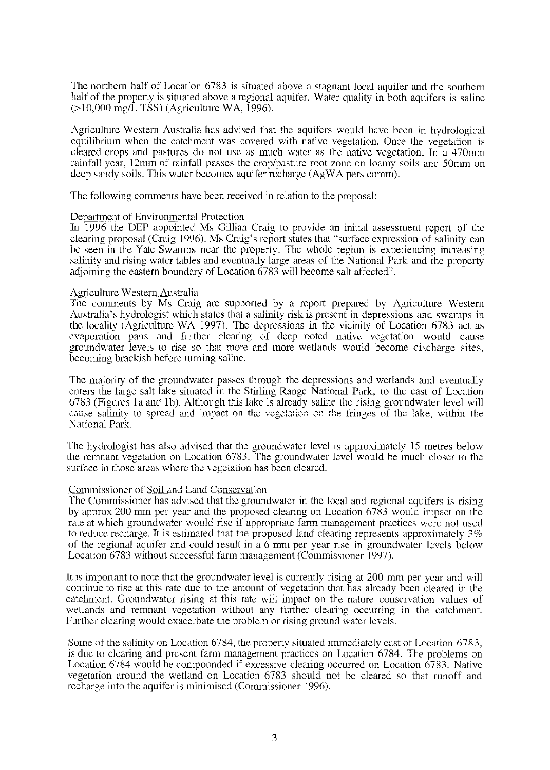The northern half of Location 6783 is situated above a stagnant local aquifer and the southern half of the property is situated above a regional aquifer. Water quality in both aquifers is saline (>10,000 mg/L TSS) (Agriculture WA, 1996).

Agriculture Western Australia has advised that the aquifers would have been in hydrological equilibrium when the catchment was covered with native vegetation. Once the vegetation is cleared crops and pastures do not use as much water as the native vegetation. In a 470mm rainfall year, 12mm of rainfall passes the crop/pasture root zone on loamy soils and 50mm on deep sandy soils. This water becomes aquifer recharge (AgWA pers comm).

The following comments have been received in relation to the proposal:

Department of Environmental Protection

In 1996 the DEP appointed Ms Gillian Craig to provide an initial assessment report of the clearing proposal (Craig 1996). Ms Craig's report states that "surface expression of salinity can be seen in the Yate Swamps near the property. The whole region is experiencing increasing salinity and rising water tables and eventually large areas of the National Park and the property adjoining the eastern boundary of Location 6783 will become salt affected".

Agriculture Western Australia

The comments by Ms Craig are supported by a report prepared by Agriculture Western Australia's hydrologist which states that a salinity risk is present in depressions and swamps in the locality (Agriculture WA 1997). The depressions in the vicinity of Location 6783 act as evaporation pans and further clearing of deep-rooted native vegetation would cause groundwater levels to rise so that more and more wetlands would become discharge sites, becoming brackish before turning saline.

The majority of the groundwater passes through the depressions and wetlands and eventually enters the large salt lake situated in the Stirling Range National Park, to the east of Location 6783 (Figures 1a and 1b). Although this lake is already saline the rising groundwater level will cause salinity to spread and impact on the vegetation on the fringes of the lake, within the National Park.

The hydrologist has also advised that the groundwater level is approximately 15 metres below the remnant vegetation on Location 6783. The groundwater level would be much closer to the surface in those areas where the vegetation has been cleared.

Commissioner of Soil and Land Conservation

The Commissioner has advised that the groundwater in the local and regional aquifers is rising by approx 200 mm per year and the proposed clearing on Location 6783 would impact on the rate at which groundwater would rise if appropriate farm management practices were not used to reduce recharge. It is estimated that the proposed land clearing represents approximately 3% of the regional aquifer and could result in a 6 mm per year rise in groundwater levels below Location 6783 without successful farm management (Commissioner 1997).

It is important to note that the groundwater level is currently rising at 200 mm per year and will continue to rise at this rate due to the amount of vegetation that has already been cleared in the catchment. Groundwater rising at this rate will impact on the nature conservation values of wetlands and remnant vegetation without any further clearing occurring in the catchment. Further clearing would exacerbate the problem or rising ground water levels.

Some of the salinity on Location 6784, the property situated immediately east of Location 6783, is due to clearing and present farm management practices on Location 6784. The problems on Location 6784 would be compounded if excessive clearing occurred on Location 6783. Native vegetation around the wetland on Location 6783 should not be cleared so that runoff and recharge into the aquifer is minimised (Commissioner 1996).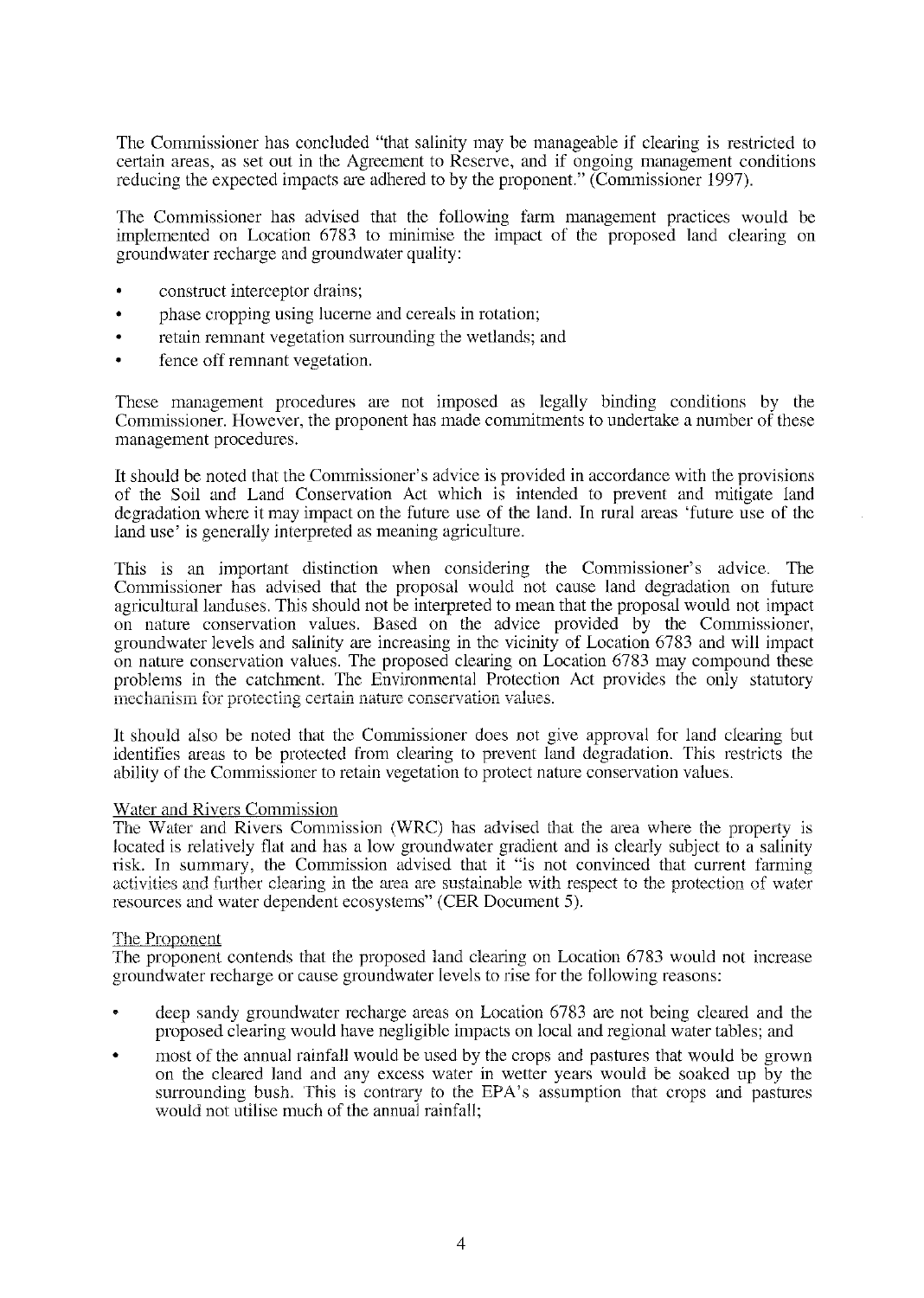The Commissioner has concluded "that salinity may be manageable if clearing is restricted to certain areas, as set out in the Agreement to Reserve, and if ongoing management conditions reducing the expected impacts are adhered to by the proponent." (Commissioner 1997).

The Commissioner has advised that the following farm management practices would be implemented on Location 6783 to minimise the impact of the proposed land clearing on groundwater recharge and groundwater quality:

- construct interceptor drains;
- phase cropping using lucerne and cereals in rotation;
- retain remnant vegetation surrounding the wetlands; and
- fence off remnant vegetation.

These management procedures are not imposed as legally binding conditions by the Commissioner. However, the proponent has made commitments to undertake a number of these management procedures.

It should be noted that the Commissioner's advice is provided in accordance with the provisions of the Soil and Land Conservation Act which is intended to prevent and mitigate land degradation where it may impact on the future use of the land. In rural areas 'future use of the land use' is generally interpreted as meaning agriculture.

This is an important distinction when considering the Commissioner's advice. The Commissioner has advised that the proposal would not cause land degradation on future agricultural landuses. This should not be interpreted to mean that the proposal would not impact on nature conservation values. Based on the advice provided by the Commissioner, groundwater levels and salinity are increasing in the vicinity of Location 6783 and will impact on nature conservation values. The proposed clearing on Location 6783 may compound these problems in the catchment. The Environmental Protection Act provides the only statutory mechanism for protecting certain nature conservation values.

It should also be noted that the Commissioner does not give approval for land clearing but identifies areas to be protected from clearing to prevent land degradation. This restricts the ability of the Commissioner to retain vegetation to protect nature conservation values.

Water and Rivers Commission

The Water and Rivers Commission (WRC) has advised that the area where the property is located is relatively flat and has a low groundwater gradient and is clearly subject to a salinity risk. In summary, the Commission advised that it "is not convinced that current farming activities and further clearing in the area are sustainable with respect to the protection of water resources and water dependent ecosystems" (CER Document 5).

The Proponent

The proponent contends that the proposed land clearing on Location 6783 would not increase groundwater recharge or cause groundwater levels to rise for the following reasons:

- deep sandy groundwater recharge areas on Location 6783 are not being cleared and the proposed clearing would have negligible impacts on local and regional water tables; and
- most of the annual rainfall would be used by the crops and pastures that would be grown on the cleared land and any excess water in wetter years would be soaked up by the surrounding bush. This is contrary to the EPA's assumption that crops and pastures would not utilise much of the annual rainfall;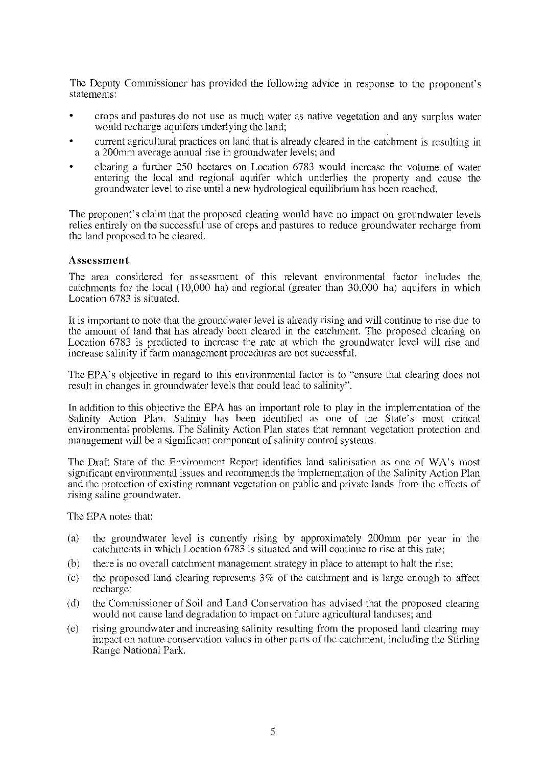The Deputy Commissioner has provided the following advice in response to the proponent's statements:

- crops and pastures do not use as much water as native vegetation and any surplus water would recharge aquifers underlying the land;
- current agricultural practices on land that is already cleared in the catchment is resulting in a 200mm average annual rise in groundwater levels; and
- clearing a further 250 hectares on Location 6783 would increase the volume of water entering the local and regional aquifer which underlies the property and cause the groundwater level to rise until a new hydrological equilibrium has been reached.

The proponent's claim that the proposed clearing would have no impact on groundwater levels relies entirely on the successful use of crops and pastures to reduce groundwater recharge from the land proposed to be cleared.

### Assessment

The area considered for assessment of this relevant environmental factor includes the catchments for the local (10,000 ha) and regional (greater than 30,000 ha) aquifers in which Location 6783 is situated.

It is important to note that the groundwater level is already rising and will continue to rise due to the amount of land that has already been cleared in the catchment. The proposed clearing on Location 6783 is predicted to increase the rate at which the groundwater level will rise and increase salinity if farm management procedures are not successful.

The EPA's objective in regard to this environmental factor is to "ensure that clearing does not result in changes in groundwater levels that could lead to salinity".

In addition to this objective the EPA has an important role to play in the implementation of the Salinity Action Plan. Salinity has been identified as one of the State's most critical environmental problems. The Salinity Action Plan states that remnant vegetation protection and management will be a significant component of salinity control systems.

The Draft State of the Environment Report identifies land salinisation as one of WA's most significant environmental issues and recommends the implementation of the Salinity Action Plan and the protection of existing remnant vegetation on public and private lands from the effects of rising saline groundwater.

The EPA notes that:

(a) the groundwater level is currently rising by approximately 200mm per year in the catchments in which Location 6783 is situated and will continue to rise at this rate;

(b) there is no overall catchment management strategy in place to attempt to halt the rise;

(c) the proposed land clearing represents 3% of the catchment and is large enough to affect recharge;

(d) the Commissioner of Soil and Land Conservation has advised that the proposed clearing would not cause land degradation to impact on future agricultural landuses; and

(e) rising groundwater and increasing salinity resulting from the proposed land clearing may impact on nature conservation values in other parts of the catchment, including the Stirling Range National Park.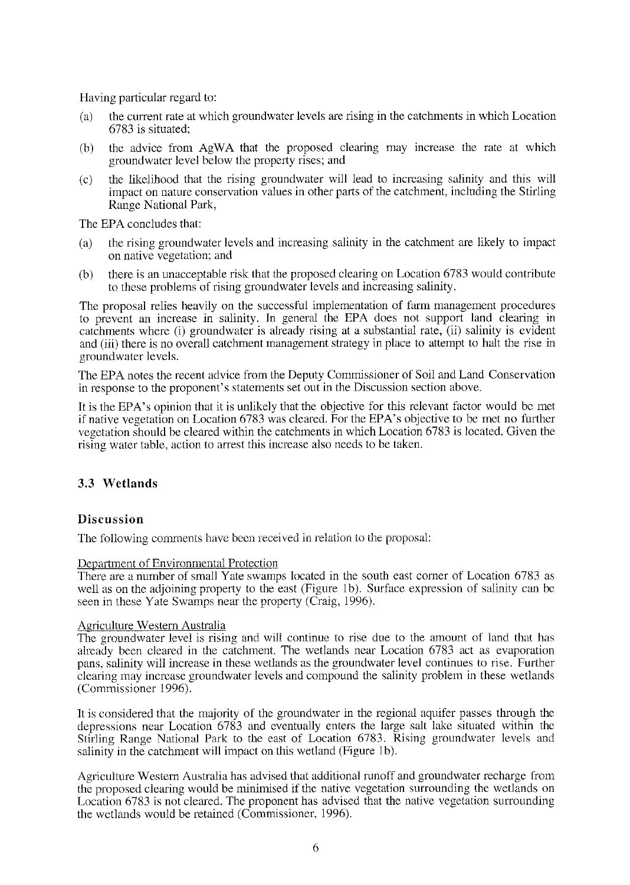Having particular regard to:

(a) the current rate at which groundwater levels are rising in the catchments in which Location 6783 is situated;

(b) the advice from AgWA that the proposed clearing may increase the rate at which groundwater level below the property rises; and

(c) the likelihood that the rising groundwater will lead to increasing salinity and this will impact on nature conservation values in other parts of the catchment, including the Stirling Range National Park,

The EPA concludes that:

(a) the rising groundwater levels and increasing salinity in the catchment are likely to impact on native vegetation; and

(b) there is an unacceptable risk that the proposed clearing on Location 6783 would contribute to these problems of rising groundwater levels and increasing salinity.

The proposal relies heavily on the successful implementation of farm management procedures to prevent an increase in salinity. In general the EPA does not support land clearing in catchments where (i) groundwater is already rising at a substantial rate, (ii) salinity is evident and (iii) there is no overall catchment management strategy in place to attempt to halt the rise in groundwater levels.

The EPA notes the recent advice from the Deputy Commissioner of Soil and Land Conservation in response to the proponent's statements set out in the Discussion section above.

It is the EPA's opinion that it is unlikely that the objective for this relevant factor would be met if native vegetation on Location 6783 was cleared. For the EPA's objective to be met no further vegetation should be cleared within the catchments in which Location 6783 is located. Given the rising water table, action to arrest this increase also needs to be taken.

## 3.3 Wetlands

### Discussion

The following comments have been received in relation to the proposal:

Department of Environmental Protection
There are a number of small Yate swamps located in the south east corner of Location 6783 as well as on the adjoining property to the east (Figure 1b). Surface expression of salinity can be seen in these Yate Swamps near the property (Craig, 1996).

Agriculture Western Australia
The groundwater level is rising and will continue to rise due to the amount of land that has already been cleared in the catchment. The wetlands near Location 6783 act as evaporation pans, salinity will increase in these wetlands as the groundwater level continues to rise. Further clearing may increase groundwater levels and compound the salinity problem in these wetlands (Commissioner 1996).

It is considered that the majority of the groundwater in the regional aquifer passes through the depressions near Location 6783 and eventually enters the large salt lake situated within the Stirling Range National Park to the east of Location 6783. Rising groundwater levels and salinity in the catchment will impact on this wetland (Figure 1b).

Agriculture Western Australia has advised that additional runoff and groundwater recharge from the proposed clearing would be minimised if the native vegetation surrounding the wetlands on Location 6783 is not cleared. The proponent has advised that the native vegetation surrounding the wetlands would be retained (Commissioner, 1996).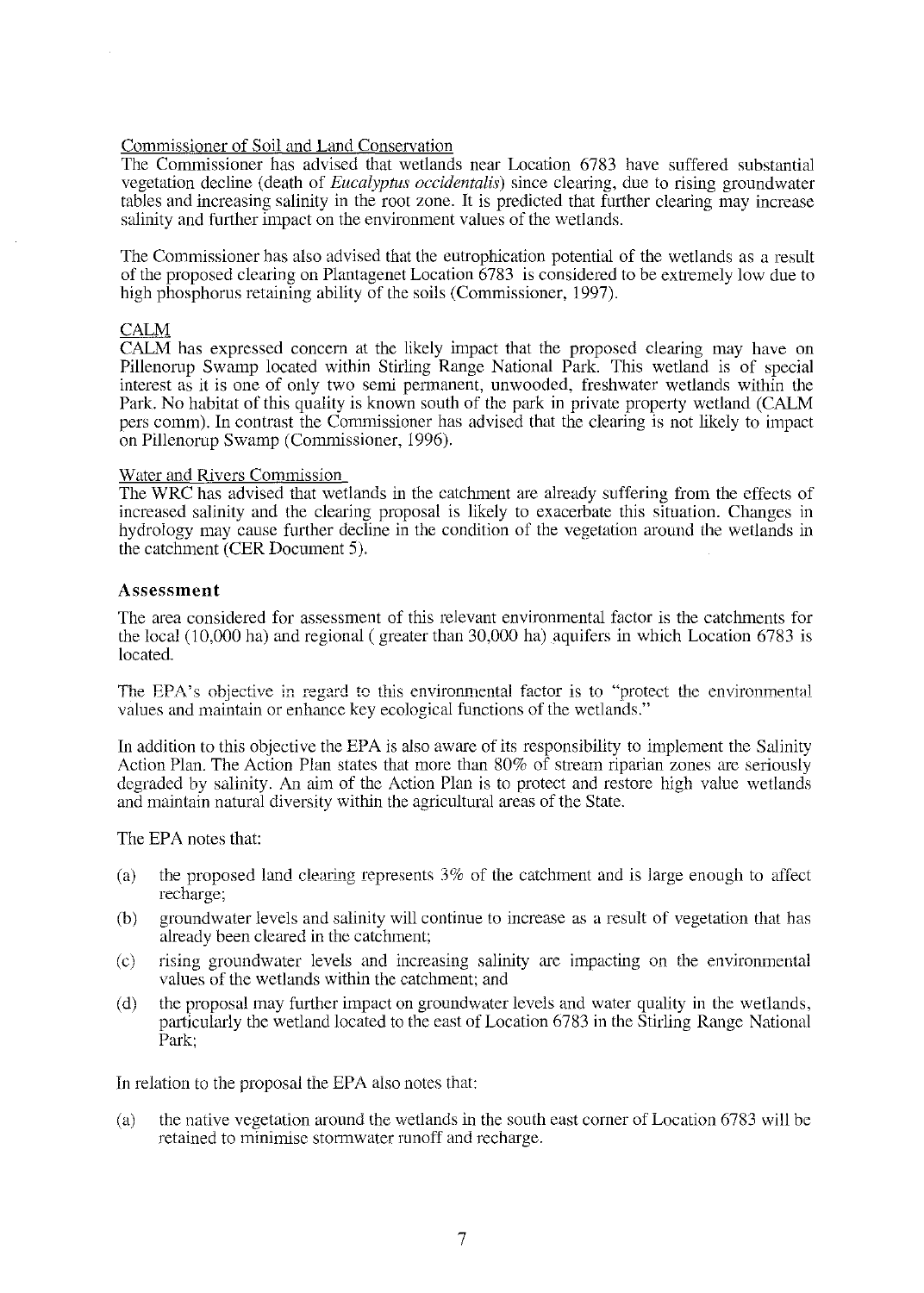Commissioner of Soil and Land Conservation

The Commissioner has advised that wetlands near Location 6783 have suffered substantial vegetation decline (death of *Eucalyptus occidentalis*) since clearing, due to rising groundwater tables and increasing salinity in the root zone. It is predicted that further clearing may increase salinity and further impact on the environment values of the wetlands.

The Commissioner has also advised that the eutrophication potential of the wetlands as a result of the proposed clearing on Plantagenet Location 6783 is considered to be extremely low due to high phosphorus retaining ability of the soils (Commissioner, 1997).

CALM

CALM has expressed concern at the likely impact that the proposed clearing may have on Pillenorup Swamp located within Stirling Range National Park. This wetland is of special interest as it is one of only two semi permanent, unwooded, freshwater wetlands within the Park. No habitat of this quality is known south of the park in private property wetland (CALM pers comm). In contrast the Commissioner has advised that the clearing is not likely to impact on Pillenorup Swamp (Commissioner, 1996).

Water and Rivers Commission

The WRC has advised that wetlands in the catchment are already suffering from the effects of increased salinity and the clearing proposal is likely to exacerbate this situation. Changes in hydrology may cause further decline in the condition of the vegetation around the wetlands in the catchment (CER Document 5).

### Assessment

The area considered for assessment of this relevant environmental factor is the catchments for the local (10,000 ha) and regional ( greater than 30,000 ha) aquifers in which Location 6783 is located.

The EPA's objective in regard to this environmental factor is to "protect the environmental values and maintain or enhance key ecological functions of the wetlands."

In addition to this objective the EPA is also aware of its responsibility to implement the Salinity Action Plan. The Action Plan states that more than 80% of stream riparian zones are seriously degraded by salinity. An aim of the Action Plan is to protect and restore high value wetlands and maintain natural diversity within the agricultural areas of the State.

The EPA notes that:

(a) the proposed land clearing represents 3% of the catchment and is large enough to affect recharge;

(b) groundwater levels and salinity will continue to increase as a result of vegetation that has already been cleared in the catchment;

(c) rising groundwater levels and increasing salinity are impacting on the environmental values of the wetlands within the catchment; and

(d) the proposal may further impact on groundwater levels and water quality in the wetlands, particularly the wetland located to the east of Location 6783 in the Stirling Range National Park;

In relation to the proposal the EPA also notes that:

(a) the native vegetation around the wetlands in the south east corner of Location 6783 will be retained to minimise stormwater runoff and recharge.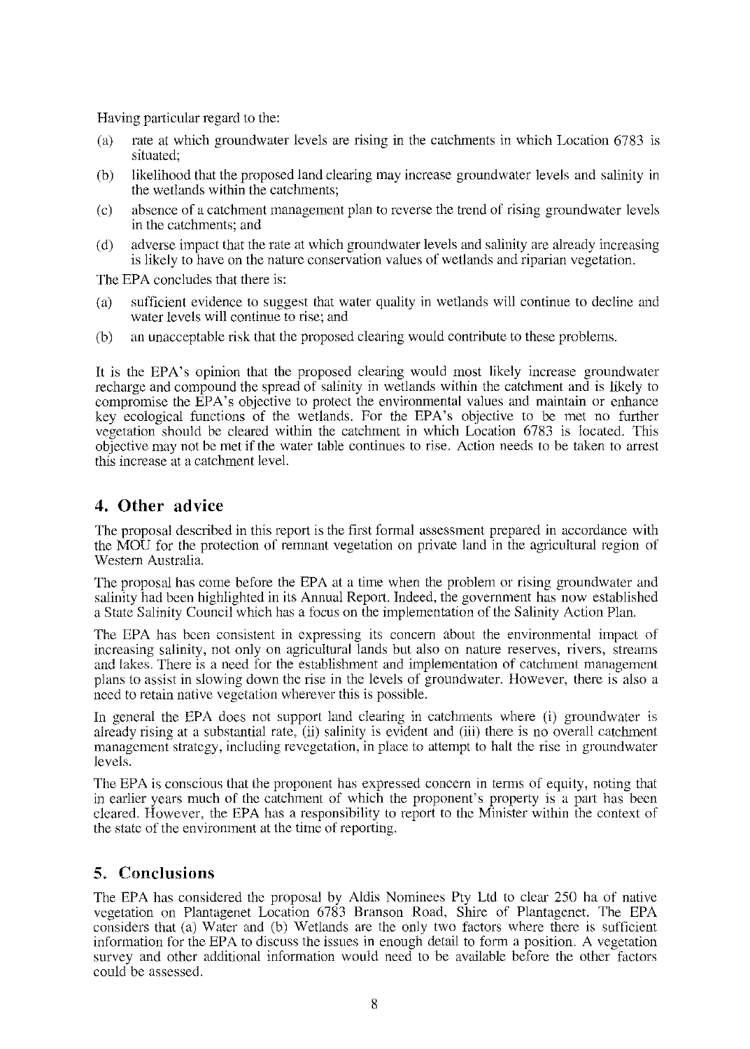Having particular regard to the:

(a) rate at which groundwater levels are rising in the catchments in which Location 6783 is situated;

(b) likelihood that the proposed land clearing may increase groundwater levels and salinity in the wetlands within the catchments;

(c) absence of a catchment management plan to reverse the trend of rising groundwater levels in the catchments; and

(d) adverse impact that the rate at which groundwater levels and salinity are already increasing is likely to have on the nature conservation values of wetlands and riparian vegetation.

The EPA concludes that there is:

(a) sufficient evidence to suggest that water quality in wetlands will continue to decline and water levels will continue to rise; and

(b) an unacceptable risk that the proposed clearing would contribute to these problems.

It is the EPA's opinion that the proposed clearing would most likely increase groundwater recharge and compound the spread of salinity in wetlands within the catchment and is likely to compromise the EPA's objective to protect the environmental values and maintain or enhance key ecological functions of the wetlands. For the EPA's objective to be met no further vegetation should be cleared within the catchment in which Location 6783 is located. This objective may not be met if the water table continues to rise. Action needs to be taken to arrest this increase at a catchment level.

## 4. Other advice

The proposal described in this report is the first formal assessment prepared in accordance with the MOU for the protection of remnant vegetation on private land in the agricultural region of Western Australia.

The proposal has come before the EPA at a time when the problem or rising groundwater and salinity had been highlighted in its Annual Report. Indeed, the government has now established a State Salinity Council which has a focus on the implementation of the Salinity Action Plan.

The EPA has been consistent in expressing its concern about the environmental impact of increasing salinity, not only on agricultural lands but also on nature reserves, rivers, streams and lakes. There is a need for the establishment and implementation of catchment management plans to assist in slowing down the rise in the levels of groundwater. However, there is also a need to retain native vegetation wherever this is possible.

In general the EPA does not support land clearing in catchments where (i) groundwater is already rising at a substantial rate, (ii) salinity is evident and (iii) there is no overall catchment management strategy, including revegetation, in place to attempt to halt the rise in groundwater levels.

The EPA is conscious that the proponent has expressed concern in terms of equity, noting that in earlier years much of the catchment of which the proponent's property is a part has been cleared. However, the EPA has a responsibility to report to the Minister within the context of the state of the environment at the time of reporting.

## 5. Conclusions

The EPA has considered the proposal by Aldis Nominees Pty Ltd to clear 250 ha of native vegetation on Plantagenet Location 6783 Branson Road, Shire of Plantagenet. The EPA considers that (a) Water and (b) Wetlands are the only two factors where there is sufficient information for the EPA to discuss the issues in enough detail to form a position. A vegetation survey and other additional information would need to be available before the other factors could be assessed.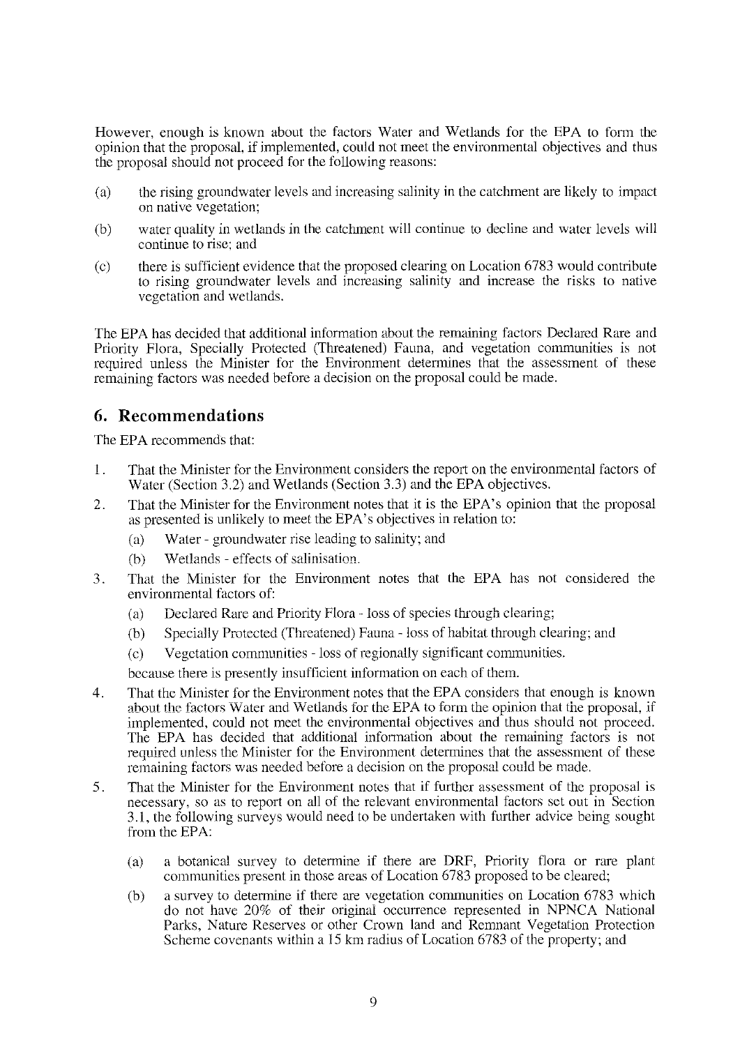However, enough is known about the factors Water and Wetlands for the EPA to form the opinion that the proposal, if implemented, could not meet the environmental objectives and thus the proposal should not proceed for the following reasons:

(a) the rising groundwater levels and increasing salinity in the catchment are likely to impact on native vegetation;

(b) water quality in wetlands in the catchment will continue to decline and water levels will continue to rise; and

(c) there is sufficient evidence that the proposed clearing on Location 6783 would contribute to rising groundwater levels and increasing salinity and increase the risks to native vegetation and wetlands.

The EPA has decided that additional information about the remaining factors Declared Rare and Priority Flora, Specially Protected (Threatened) Fauna, and vegetation communities is not required unless the Minister for the Environment determines that the assessment of these remaining factors was needed before a decision on the proposal could be made.

## 6. Recommendations

The EPA recommends that:

1. That the Minister for the Environment considers the report on the environmental factors of Water (Section 3.2) and Wetlands (Section 3.3) and the EPA objectives.

2. That the Minister for the Environment notes that it is the EPA's opinion that the proposal as presented is unlikely to meet the EPA's objectives in relation to:
   (a) Water - groundwater rise leading to salinity; and
   (b) Wetlands - effects of salinisation.

3. That the Minister for the Environment notes that the EPA has not considered the environmental factors of:
   (a) Declared Rare and Priority Flora - loss of species through clearing;
   (b) Specially Protected (Threatened) Fauna - loss of habitat through clearing; and
   (c) Vegetation communities - loss of regionally significant communities.

   because there is presently insufficient information on each of them.

4. That the Minister for the Environment notes that the EPA considers that enough is known about the factors Water and Wetlands for the EPA to form the opinion that the proposal, if implemented, could not meet the environmental objectives and thus should not proceed. The EPA has decided that additional information about the remaining factors is not required unless the Minister for the Environment determines that the assessment of these remaining factors was needed before a decision on the proposal could be made.

5. That the Minister for the Environment notes that if further assessment of the proposal is necessary, so as to report on all of the relevant environmental factors set out in Section 3.1, the following surveys would need to be undertaken with further advice being sought from the EPA:
   (a) a botanical survey to determine if there are DRF, Priority flora or rare plant communities present in those areas of Location 6783 proposed to be cleared;
   (b) a survey to determine if there are vegetation communities on Location 6783 which do not have 20% of their original occurrence represented in NPNCA National Parks, Nature Reserves or other Crown land and Remnant Vegetation Protection Scheme covenants within a 15 km radius of Location 6783 of the property; and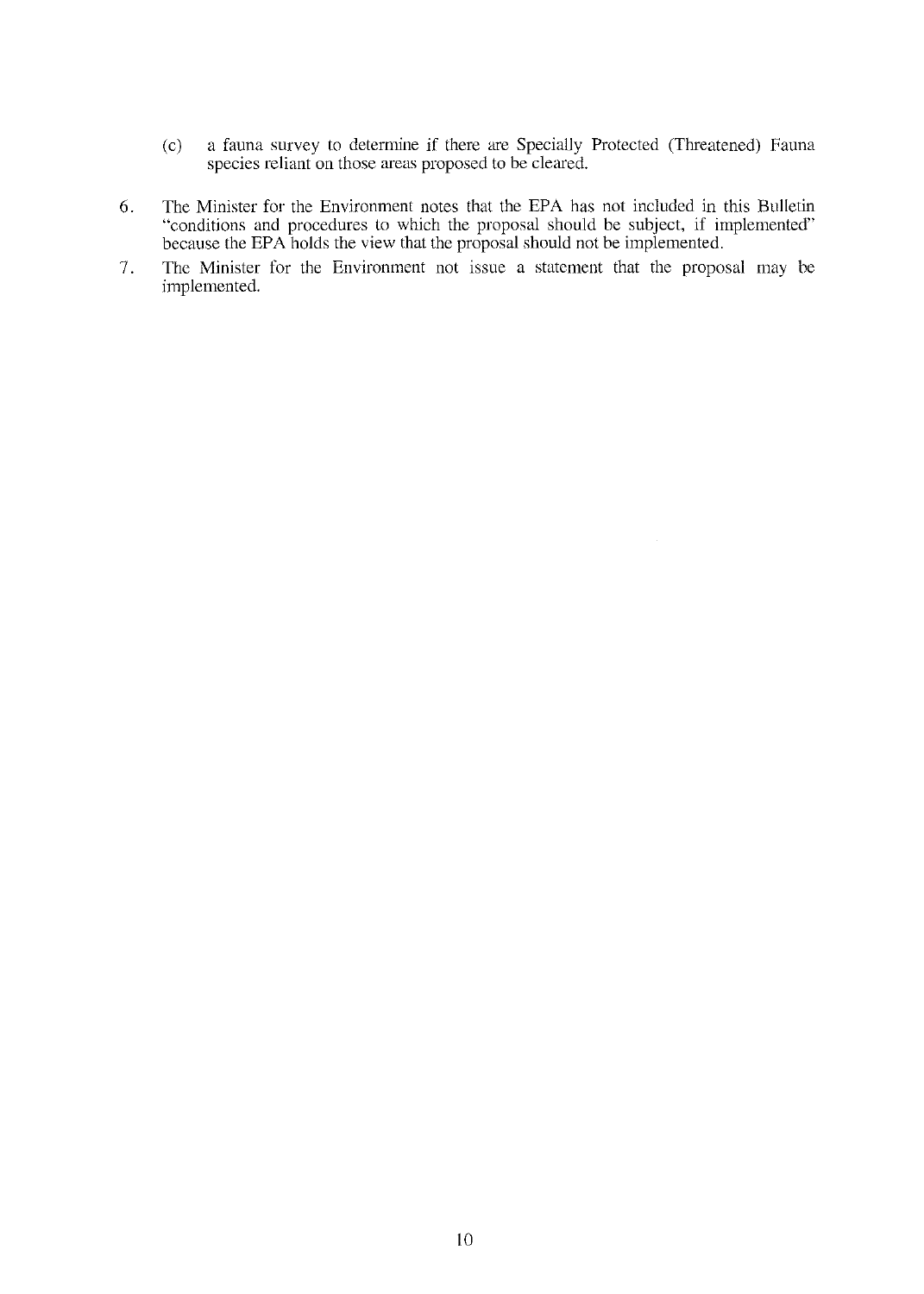(c) a fauna survey to determine if there are Specially Protected (Threatened) Fauna species reliant on those areas proposed to be cleared.

6. The Minister for the Environment notes that the EPA has not included in this Bulletin "conditions and procedures to which the proposal should be subject, if implemented" because the EPA holds the view that the proposal should not be implemented.

7. The Minister for the Environment not issue a statement that the proposal may be implemented.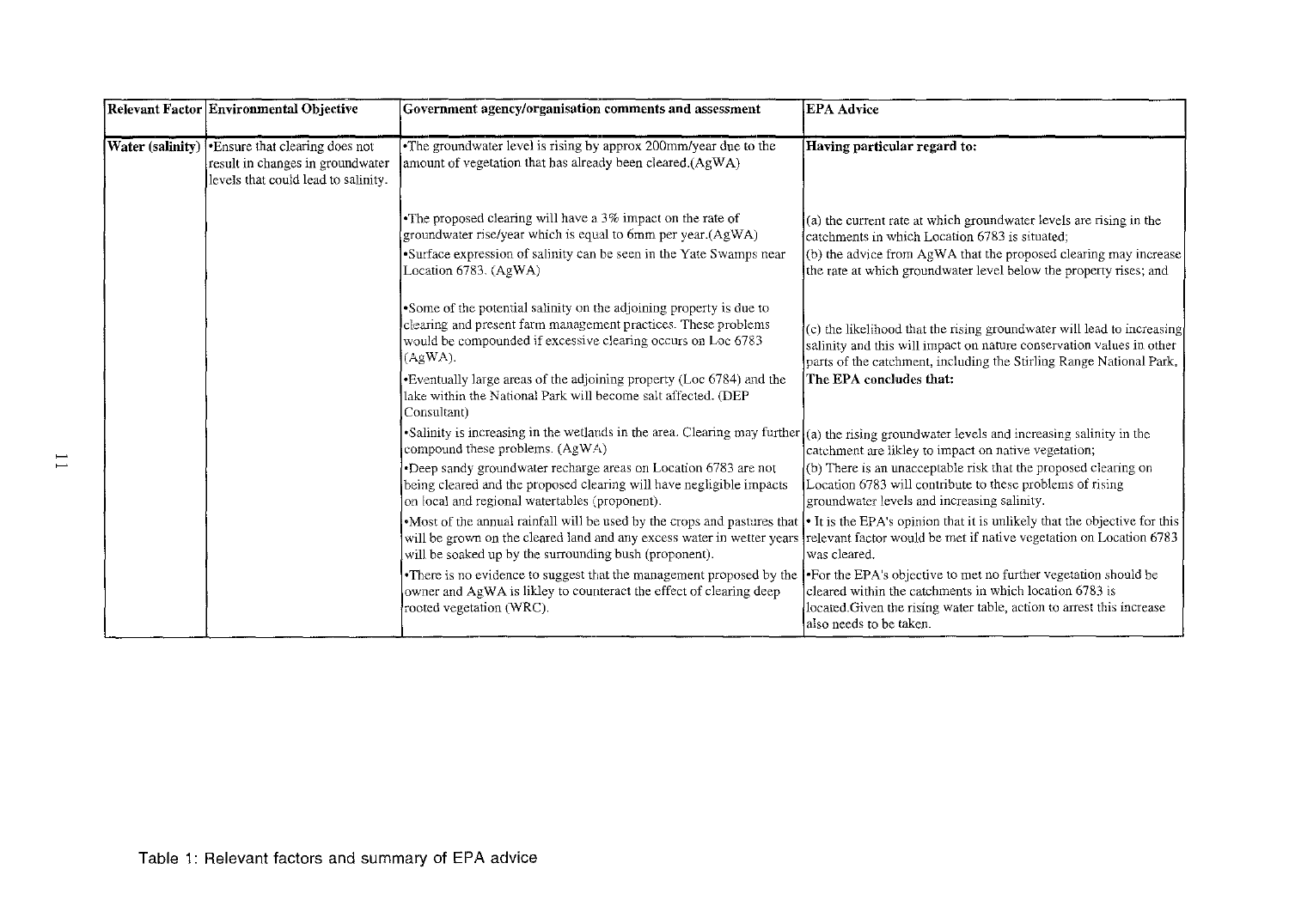| Relevant Factor | Environmental Objective | Government agency/organisation comments and assessment | EPA Advice |
|---|---|---|---|
| Water (salinity) | •Ensure that clearing does not result in changes in groundwater levels that could lead to salinity. | •The groundwater level is rising by approx 200mm/year due to the amount of vegetation that has already been cleared.(AgWA)<br><br>•The proposed clearing will have a 3% impact on the rate of groundwater rise/year which is equal to 6mm per year.(AgWA)<br><br>•Surface expression of salinity can be seen in the Yate Swamps near Location 6783. (AgWA)<br><br>•Some of the potential salinity on the adjoining property is due to clearing and present farm management practices. These problems would be compounded if excessive clearing occurs on Loc 6783 (AgWA).<br><br>•Eventually large areas of the adjoining property (Loc 6784) and the lake within the National Park will become salt affected. (DEP Consultant)<br><br>•Salinity is increasing in the wetlands in the area. Clearing may further compound these problems. (AgWA)<br><br>•Deep sandy groundwater recharge areas on Location 6783 are not being cleared and the proposed clearing will have negligible impacts on local and regional watertables (proponent).<br><br>•Most of the annual rainfall will be used by the crops and pastures that will be grown on the cleared land and any excess water in wetter years will be soaked up by the surrounding bush (proponent).<br><br>•There is no evidence to suggest that the management proposed by the owner and AgWA is likley to counteract the effect of clearing deep rooted vegetation (WRC). | **Having particular regard to:**<br><br>(a) the current rate at which groundwater levels are rising in the catchments in which Location 6783 is situated;<br><br>(b) the advice from AgWA that the proposed clearing may increase the rate at which groundwater level below the property rises; and<br><br>(c) the likelihood that the rising groundwater will lead to increasing salinity and this will impact on nature conservation values in other parts of the catchment, including the Stirling Range National Park,<br><br>**The EPA concludes that:**<br><br>(a) the rising groundwater levels and increasing salinity in the catchment are likley to impact on native vegetation;<br><br>(b) There is an unacceptable risk that the proposed clearing on Location 6783 will contribute to these problems of rising groundwater levels and increasing salinity.<br><br>• It is the EPA's opinion that it is unlikely that the objective for this relevant factor would be met if native vegetation on Location 6783 was cleared.<br><br>•For the EPA's objective to met no further vegetation should be cleared within the catchments in which location 6783 is located.Given the rising water table, action to arrest this increase also needs to be taken. |

Table 1: Relevant factors and summary of EPA advice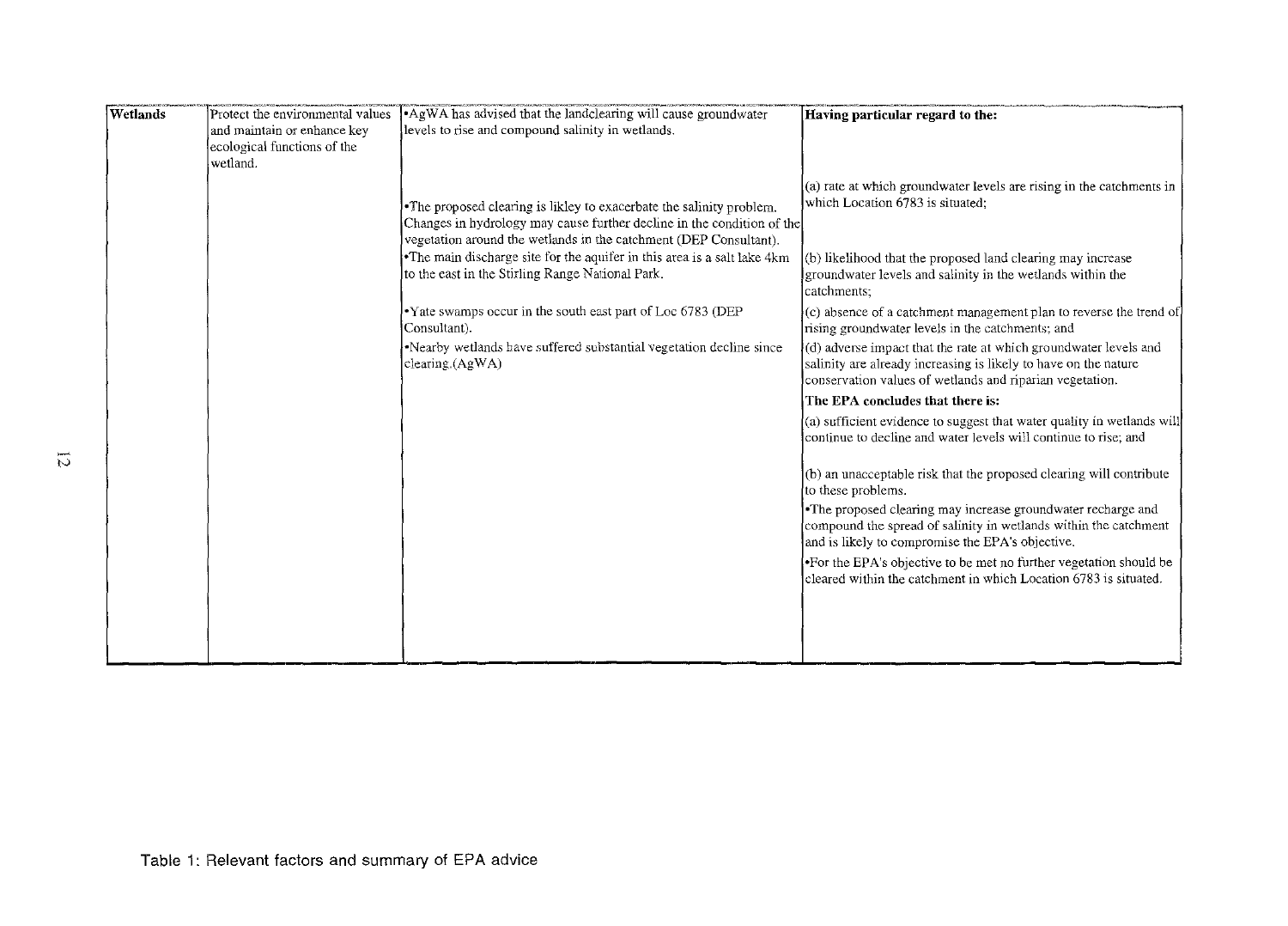| Wetlands | Protect the environmental values and maintain or enhance key ecological functions of the wetland. | •AgWA has advised that the landclearing will cause groundwater levels to rise and compound salinity in wetlands.<br><br>•The proposed clearing is likley to exacerbate the salinity problem. Changes in hydrology may cause further decline in the condition of the vegetation around the wetlands in the catchment (DEP Consultant).<br>•The main discharge site for the aquifer in this area is a salt lake 4km to the east in the Stirling Range National Park.<br><br>•Yate swamps occur in the south east part of Loc 6783 (DEP Consultant).<br>•Nearby wetlands have suffered substantial vegetation decline since clearing.(AgWA) | **Having particular regard to the:**<br><br>(a) rate at which groundwater levels are rising in the catchments in which Location 6783 is situated;<br><br>(b) likelihood that the proposed land clearing may increase groundwater levels and salinity in the wetlands within the catchments;<br>(c) absence of a catchment management plan to reverse the trend of rising groundwater levels in the catchments; and<br>(d) adverse impact that the rate at which groundwater levels and salinity are already increasing is likely to have on the nature conservation values of wetlands and riparian vegetation.<br>**The EPA concludes that there is:**<br>(a) sufficient evidence to suggest that water quality in wetlands will continue to decline and water levels will continue to rise; and<br><br>(b) an unacceptable risk that the proposed clearing will contribute to these problems.<br>•The proposed clearing may increase groundwater recharge and compound the spread of salinity in wetlands within the catchment and is likely to compromise the EPA's objective.<br>•For the EPA's objective to be met no further vegetation should be cleared within the catchment in which Location 6783 is situated. |
|---|---|---|---|

Table 1: Relevant factors and summary of EPA advice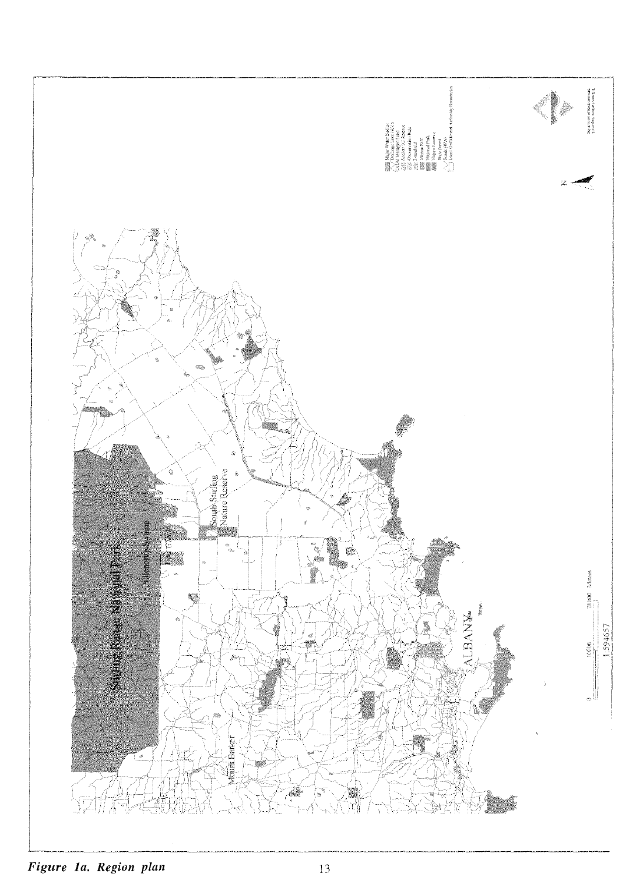Stirling Range National Park

Toolbrunup Summit

Lot 6730

South Stirling Nature Reserve

Mount Barker

ALBANY

Major Water Bodies
Drainage lines (WA)
CALM Managed Land
Conservation Park
Marine Park
National Park
Nature Reserve
State Forest
Roads
Local Government Authority Boundaries

0 10000 20000 Meters

1:594657

Department of Environmental Protection, Western Australia

*Figure 1a. Region plan*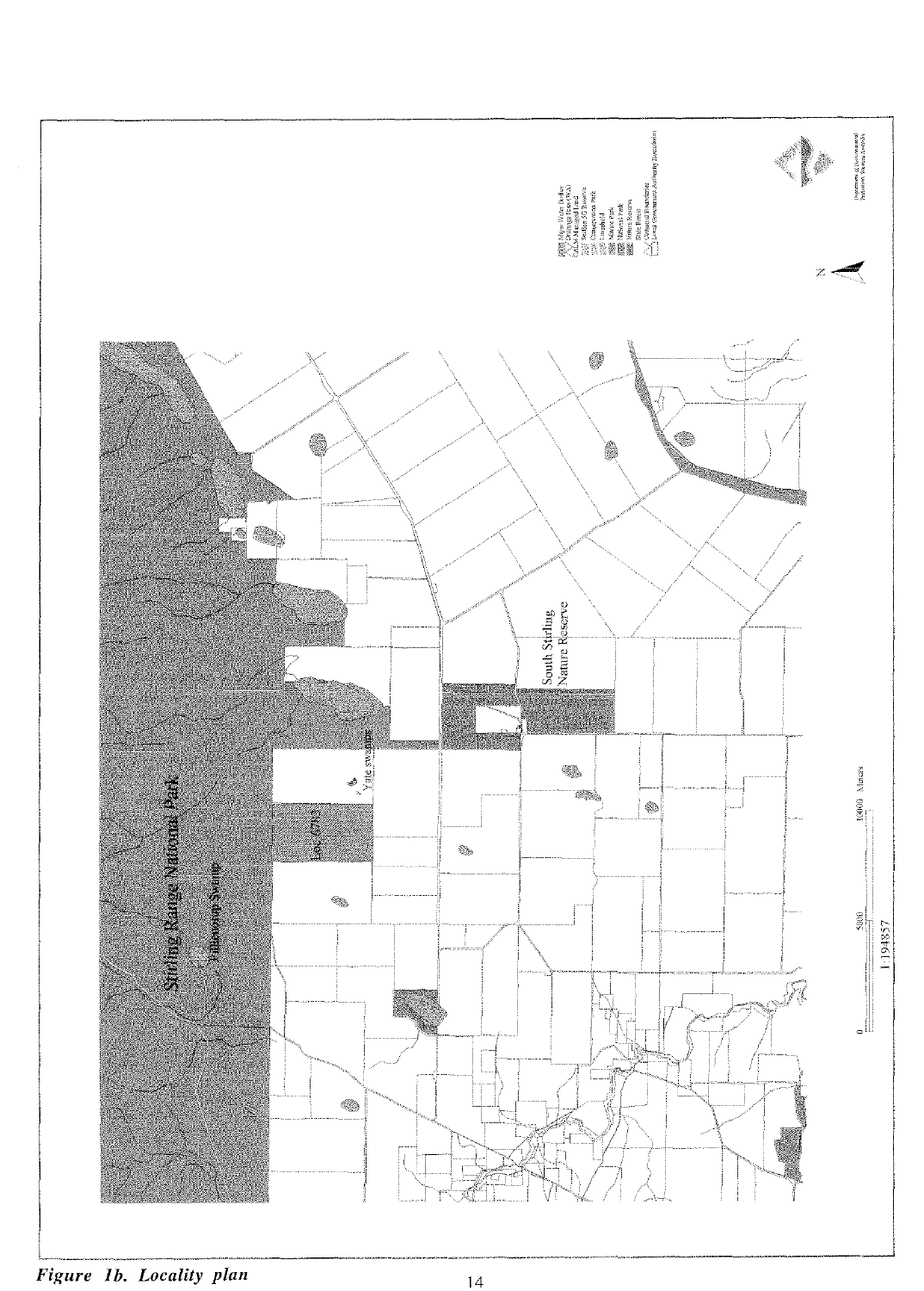Stirling Range National Park

Tillebrup Swamp

Lot 670

Yate swamp

South Stirling Nature Reserve

0 5000 10000 Metres

1:194857

*Figure 1b. Locality plan*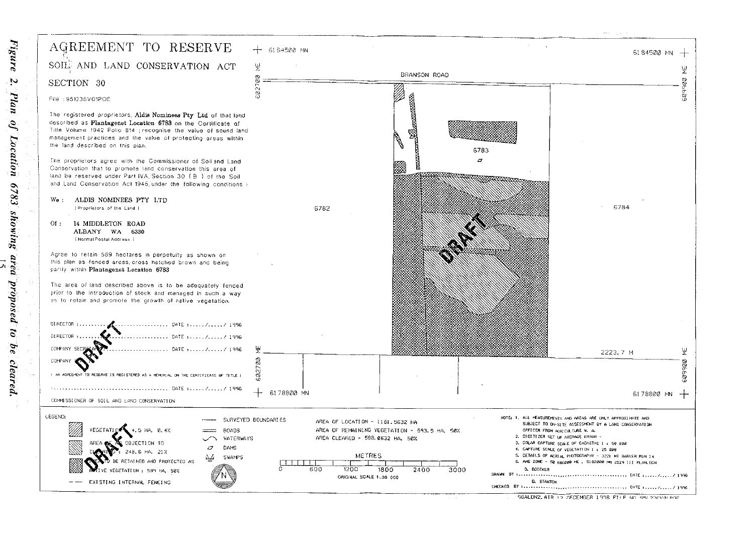# AGREEMENT TO RESERVE

## SOIL AND LAND CONSERVATION ACT

## SECTION 30

File : 951236V01POE

The registered proprietors, **Aldis Nominees Pty Ltd** of that land described as **Plantagenet Location 6783** on the Certificate of Title Volume 1942 Folio 814 ; recognise the value of sound land management practices and the value of protecting areas within the land described on this plan.

The proprietors agree with the Commissioner of Soil and Land Conservation that to promote land conservation this area of land be reserved under Part IVA, Section 30 ( B ) of the Soil and Land Conservation Act 1945, under the following conditions :

We : **ALDIS NOMINEES PTY LTD**
( Proprietors of the Land )

Of : **14 MIDDLETON ROAD**
**ALBANY WA 6330**
( Normal Postal Address )

Agree to retain 589 hectares in perpetuity as shown on this plan as fenced areas, cross hatched brown and being partly within **Plantagenet Location 6783**

The area of land described above is to be adequately fenced prior to the introduction of stock and managed in such a way as to retain and promote the growth of native vegetation.

DIRECTOR :.................................... DATE :...../...../ 1996

DIRECTOR :.................................... DATE :...../...../ 1996

COMPANY SECRETARY :.................................... DATE :...../...../ 1996

COMPANY SEAL

( AN AGREEMENT TO RESERVE IS REGISTERED AS A MEMORIAL ON THE CERTIFICATE OF TITLE )

:.................................... DATE :...../...../ 1996

COMMISSIONER OF SOIL AND LAND CONSERVATION

DRAFT

6184500 MN | 602700 ME | 609900 ME | 6178800 MN | BRANSON ROAD | 6782 | 6783 | 6784 | 2223.7 M

LEGEND:

- VEGETATION : 4.5 HA, 0.4%
- AREA OF NO OBJECTION TO CLEARING : 248.6 HA, 21%
- AREA TO BE RETAINED AND PROTECTED AS NATIVE VEGETATION : 589 HA, 50%
- EXISTING INTERNAL FENCING
- SURVEYED BOUNDARIES
- ROADS
- WATERWAYS
- DAMS
- SWAMPS

AREA OF LOCATION - 1181.5632 HA
AREA OF REMAINING VEGETATION - 593.5 HA, 50%
AREA CLEARED - 588.0632 HA, 50%

METRES: 0, 600, 1200, 1800, 2400, 3000
ORIGINAL SCALE 1:30 000

NOTE:
1. ALL MEASUREMENTS AND AREAS ARE ONLY APPROXIMATE AND SUBJECT TO ON-SITE ASSESSMENT BY A LAND CONSERVATION OFFICER FROM AGRICULTURE W. A.
2. DIGITIZER SET UP AVERAGE ERROR -
3. DOLAR CAPTURE SCALE OF CADASTRE 1 : 50 000
4. CAPTURE SCALE OF VEGETATION 1 : 25 000
5. DETAILS OF AERIAL PHOTOGRAPHY - 3221 MT BARKER RUN 14
6. AMG ZONE - 50 686000 ME , 6182000 MN 2529 III PLAN.DGN

DRAWN BY :.................................... D. BODEKER DATE :...../...../ 1996

CHECKED BY :.................................... D. STANTON DATE :...../...../ 1996

96ALDN2.ATR 12 DECEMBER 1996 FILE NO 951236V01POE

*Figure 2. Plan of Location 6783 showing area proposed to be cleared.*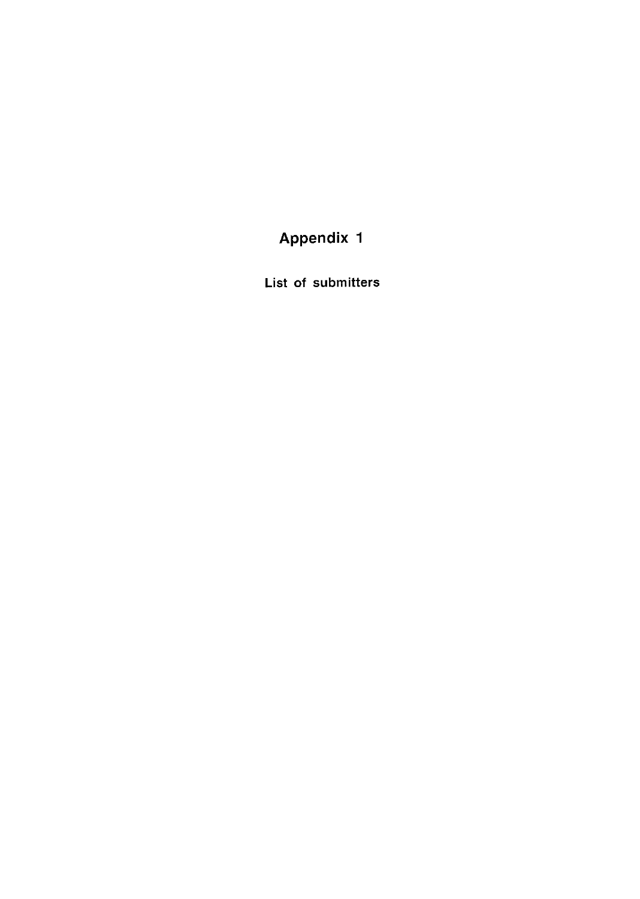# Appendix 1

**List of submitters**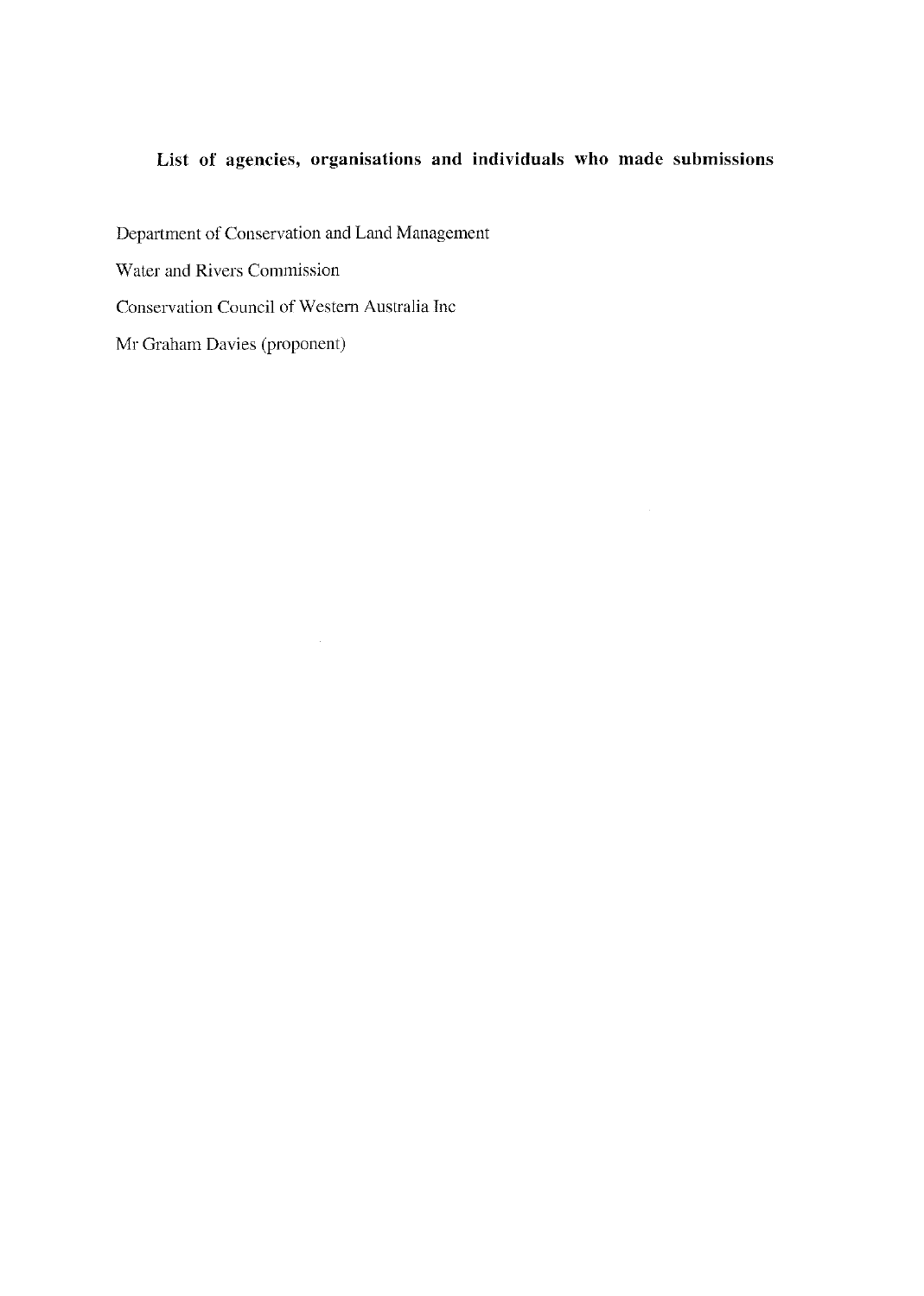## List of agencies, organisations and individuals who made submissions

Department of Conservation and Land Management

Water and Rivers Commission

Conservation Council of Western Australia Inc

Mr Graham Davies (proponent)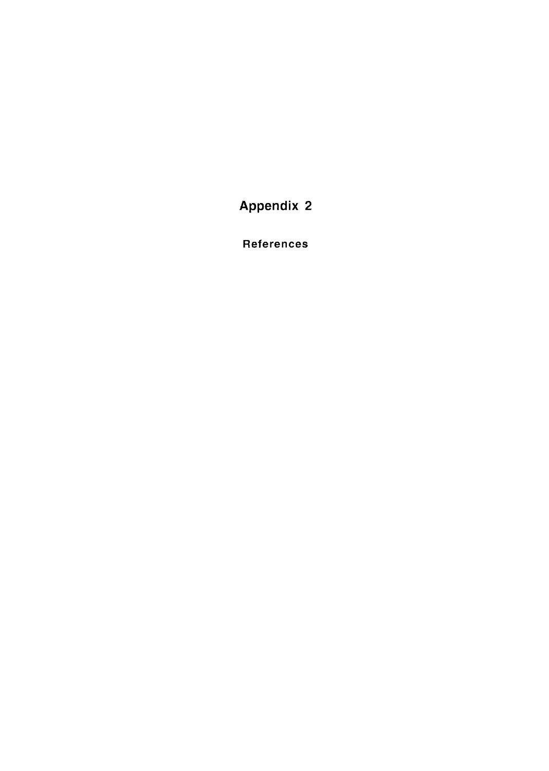# Appendix 2

## References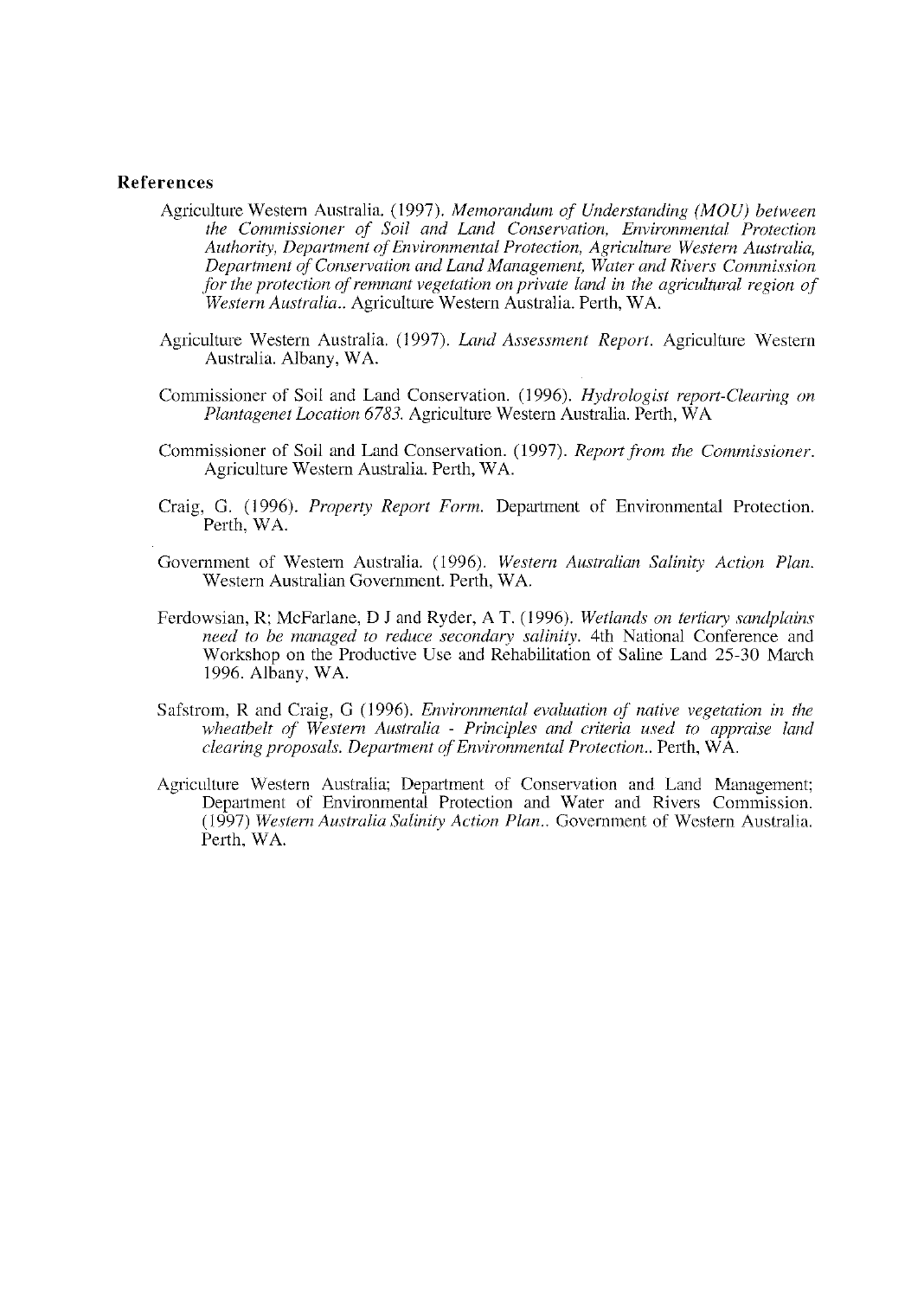## References

Agriculture Western Australia. (1997). *Memorandum of Understanding (MOU) between the Commissioner of Soil and Land Conservation, Environmental Protection Authority, Department of Environmental Protection, Agriculture Western Australia, Department of Conservation and Land Management, Water and Rivers Commission for the protection of remnant vegetation on private land in the agricultural region of Western Australia..* Agriculture Western Australia. Perth, WA.

Agriculture Western Australia. (1997). *Land Assessment Report.* Agriculture Western Australia. Albany, WA.

Commissioner of Soil and Land Conservation. (1996). *Hydrologist report-Clearing on Plantagenet Location 6783.* Agriculture Western Australia. Perth, WA

Commissioner of Soil and Land Conservation. (1997). *Report from the Commissioner.* Agriculture Western Australia. Perth, WA.

Craig, G. (1996). *Property Report Form.* Department of Environmental Protection. Perth, WA.

Government of Western Australia. (1996). *Western Australian Salinity Action Plan.* Western Australian Government. Perth, WA.

Ferdowsian, R; McFarlane, D J and Ryder, A T. (1996). *Wetlands on tertiary sandplains need to be managed to reduce secondary salinity.* 4th National Conference and Workshop on the Productive Use and Rehabilitation of Saline Land 25-30 March 1996. Albany, WA.

Safstrom, R and Craig, G (1996). *Environmental evaluation of native vegetation in the wheatbelt of Western Australia - Principles and criteria used to appraise land clearing proposals. Department of Environmental Protection..* Perth, WA.

Agriculture Western Australia; Department of Conservation and Land Management; Department of Environmental Protection and Water and Rivers Commission. (1997) *Western Australia Salinity Action Plan..* Government of Western Australia. Perth, WA.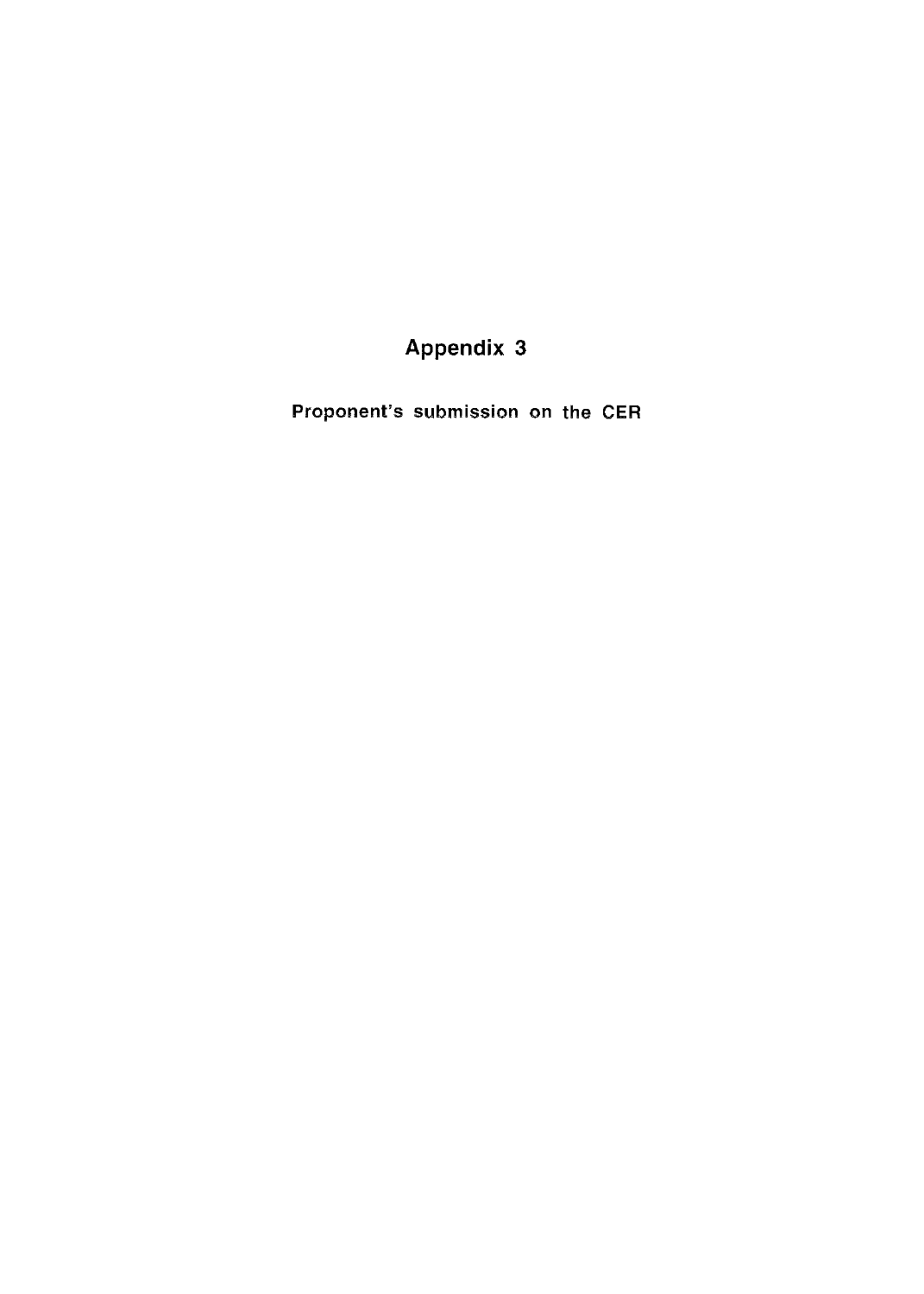# Appendix 3

**Proponent's submission on the CER**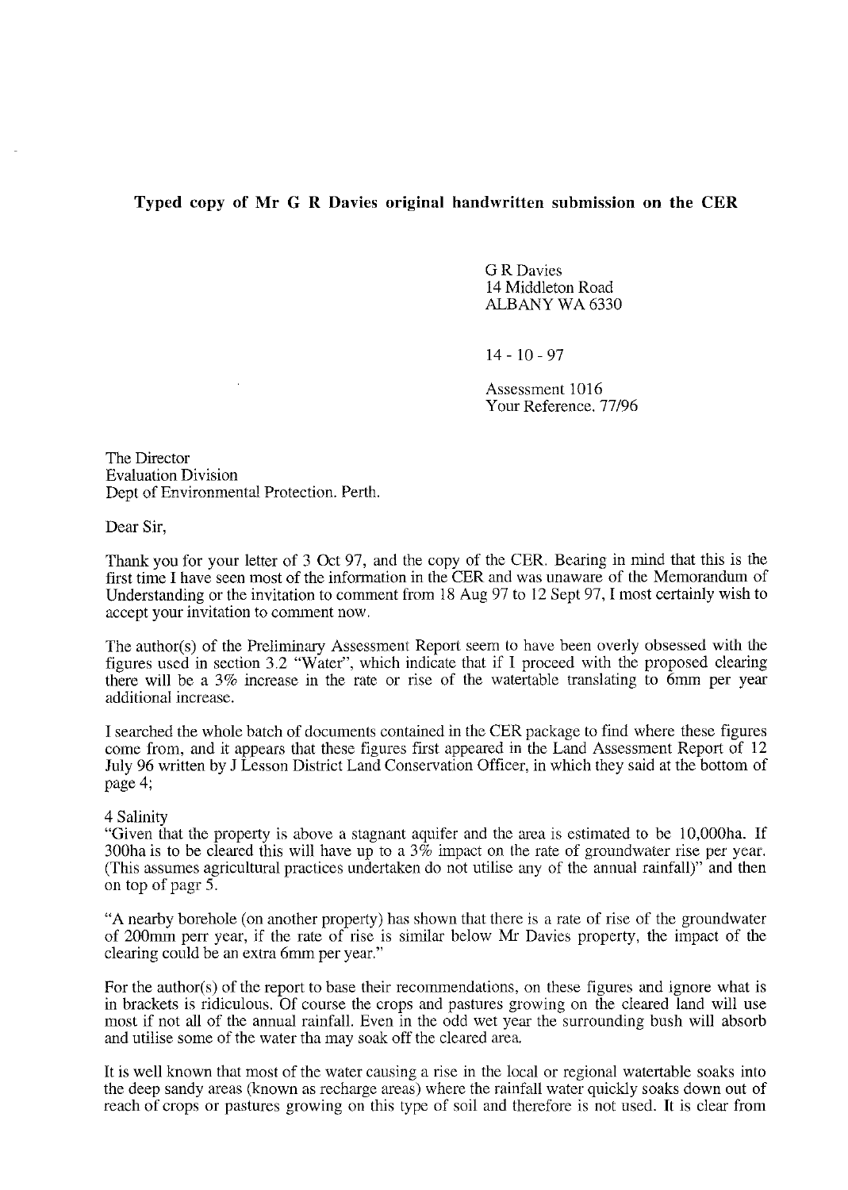**Typed copy of Mr G R Davies original handwritten submission on the CER**

G R Davies
14 Middleton Road
ALBANY WA 6330

14 - 10 - 97

Assessment 1016
Your Reference. 77/96

The Director
Evaluation Division
Dept of Environmental Protection. Perth.

Dear Sir,

Thank you for your letter of 3 Oct 97, and the copy of the CER. Bearing in mind that this is the first time I have seen most of the information in the CER and was unaware of the Memorandum of Understanding or the invitation to comment from 18 Aug 97 to 12 Sept 97, I most certainly wish to accept your invitation to comment now.

The author(s) of the Preliminary Assessment Report seem to have been overly obsessed with the figures used in section 3.2 "Water", which indicate that if I proceed with the proposed clearing there will be a 3% increase in the rate or rise of the watertable translating to 6mm per year additional increase.

I searched the whole batch of documents contained in the CER package to find where these figures come from, and it appears that these figures first appeared in the Land Assessment Report of 12 July 96 written by J Lesson District Land Conservation Officer, in which they said at the bottom of page 4;

4 Salinity
"Given that the property is above a stagnant aquifer and the area is estimated to be 10,000ha. If 300ha is to be cleared this will have up to a 3% impact on the rate of groundwater rise per year. (This assumes agricultural practices undertaken do not utilise any of the annual rainfall)" and then on top of pagr 5.

"A nearby borehole (on another property) has shown that there is a rate of rise of the groundwater of 200mm perr year, if the rate of rise is similar below Mr Davies property, the impact of the clearing could be an extra 6mm per year."

For the author(s) of the report to base their recommendations, on these figures and ignore what is in brackets is ridiculous. Of course the crops and pastures growing on the cleared land will use most if not all of the annual rainfall. Even in the odd wet year the surrounding bush will absorb and utilise some of the water tha may soak off the cleared area.

It is well known that most of the water causing a rise in the local or regional watertable soaks into the deep sandy areas (known as recharge areas) where the rainfall water quickly soaks down out of reach of crops or pastures growing on this type of soil and therefore is not used. It is clear from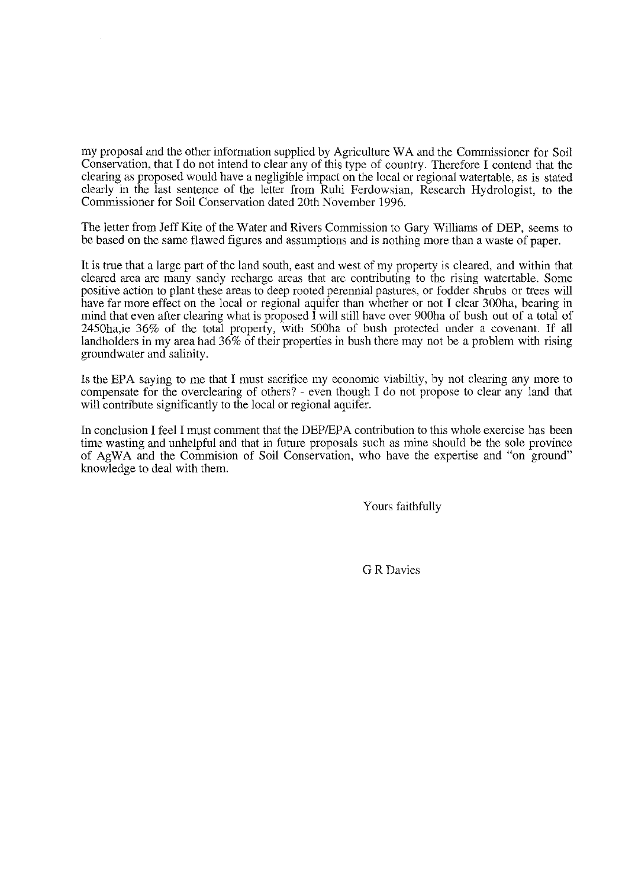my proposal and the other information supplied by Agriculture WA and the Commissioner for Soil Conservation, that I do not intend to clear any of this type of country. Therefore I contend that the clearing as proposed would have a negligible impact on the local or regional watertable, as is stated clearly in the last sentence of the letter from Ruhi Ferdowsian, Research Hydrologist, to the Commissioner for Soil Conservation dated 20th November 1996.

The letter from Jeff Kite of the Water and Rivers Commission to Gary Williams of DEP, seems to be based on the same flawed figures and assumptions and is nothing more than a waste of paper.

It is true that a large part of the land south, east and west of my property is cleared, and within that cleared area are many sandy recharge areas that are contributing to the rising watertable. Some positive action to plant these areas to deep rooted perennial pastures, or fodder shrubs or trees will have far more effect on the local or regional aquifer than whether or not I clear 300ha, bearing in mind that even after clearing what is proposed I will still have over 900ha of bush out of a total of 2450ha,ie 36% of the total property, with 500ha of bush protected under a covenant. If all landholders in my area had 36% of their properties in bush there may not be a problem with rising groundwater and salinity.

Is the EPA saying to me that I must sacrifice my economic viabiltiy, by not clearing any more to compensate for the overclearing of others? - even though I do not propose to clear any land that will contribute significantly to the local or regional aquifer.

In conclusion I feel I must comment that the DEP/EPA contribution to this whole exercise has been time wasting and unhelpful and that in future proposals such as mine should be the sole province of AgWA and the Commision of Soil Conservation, who have the expertise and "on ground" knowledge to deal with them.

Yours faithfully

G R Davies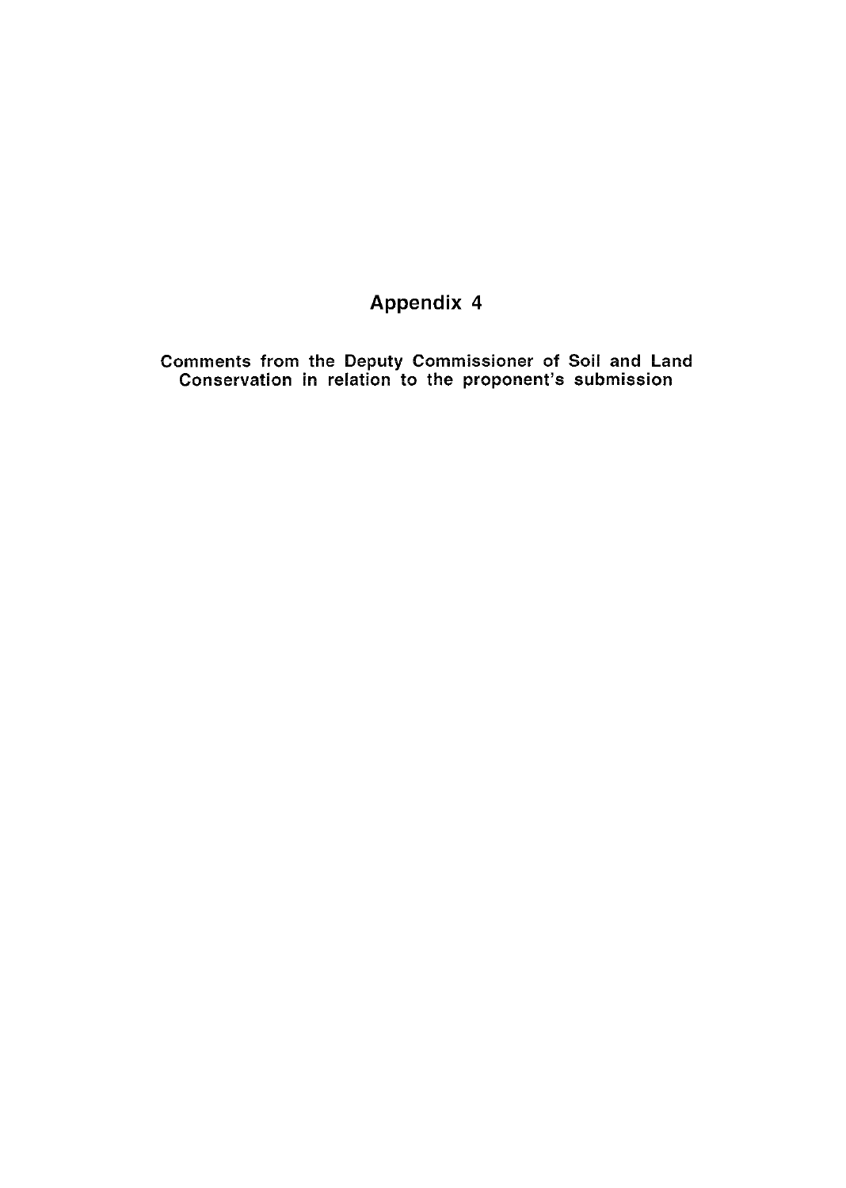# Appendix 4

**Comments from the Deputy Commissioner of Soil and Land Conservation in relation to the proponent's submission**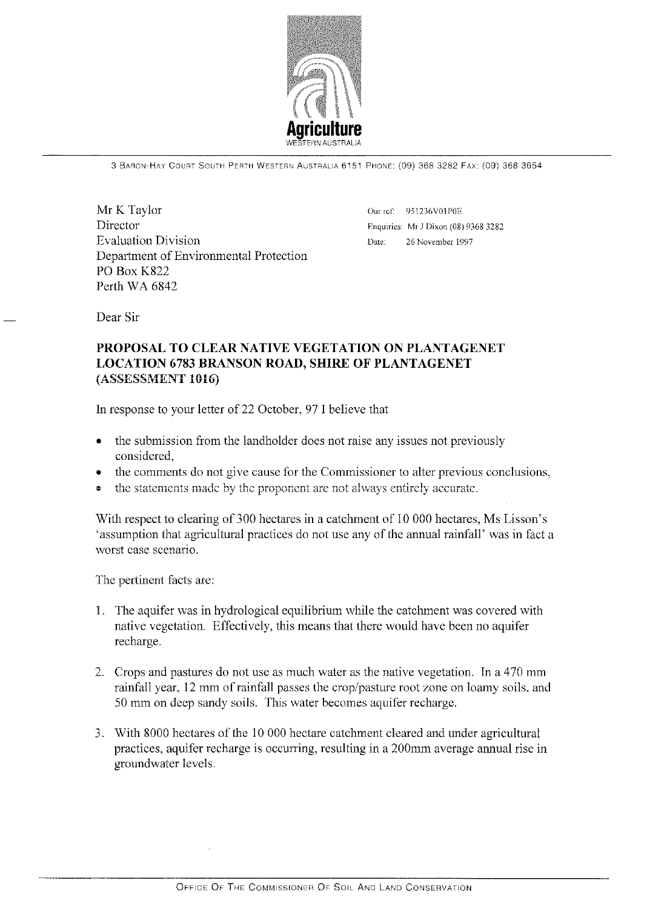**Agriculture**
WESTERN AUSTRALIA

3 BARON-HAY COURT SOUTH PERTH WESTERN AUSTRALIA 6151 PHONE: (09) 368 3282 FAX: (09) 368 3654

Mr K Taylor
Director
Evaluation Division
Department of Environmental Protection
PO Box K822
Perth WA 6842

Our ref: 951236V01P0E
Enquiries: Mr J Dixon (08) 9368 3282
Date: 26 November 1997

Dear Sir

**PROPOSAL TO CLEAR NATIVE VEGETATION ON PLANTAGENET LOCATION 6783 BRANSON ROAD, SHIRE OF PLANTAGENET (ASSESSMENT 1016)**

In response to your letter of 22 October, 97 I believe that

- the submission from the landholder does not raise any issues not previously considered,
- the comments do not give cause for the Commissioner to alter previous conclusions,
- the statements made by the proponent are not always entirely accurate.

With respect to clearing of 300 hectares in a catchment of 10 000 hectares, Ms Lisson's 'assumption that agricultural practices do not use any of the annual rainfall' was in fact a worst case scenario.

The pertinent facts are:

1. The aquifer was in hydrological equilibrium while the catchment was covered with native vegetation. Effectively, this means that there would have been no aquifer recharge.

2. Crops and pastures do not use as much water as the native vegetation. In a 470 mm rainfall year, 12 mm of rainfall passes the crop/pasture root zone on loamy soils, and 50 mm on deep sandy soils. This water becomes aquifer recharge.

3. With 8000 hectares of the 10 000 hectare catchment cleared and under agricultural practices, aquifer recharge is occurring, resulting in a 200mm average annual rise in groundwater levels.

OFFICE OF THE COMMISSIONER OF SOIL AND LAND CONSERVATION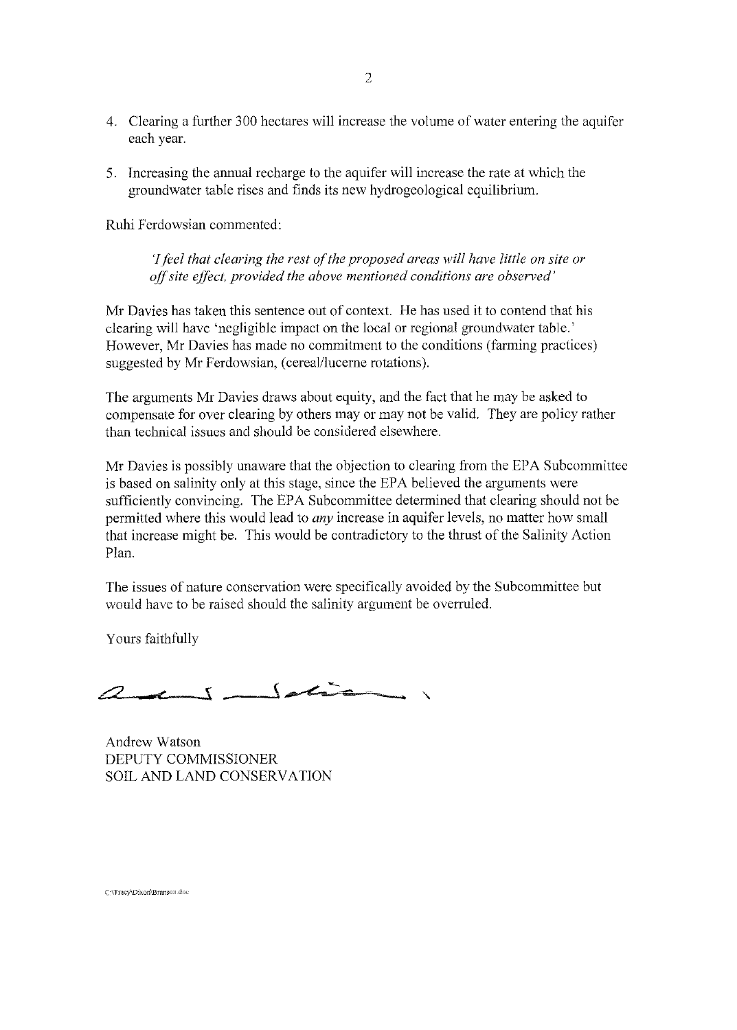4. Clearing a further 300 hectares will increase the volume of water entering the aquifer each year.

5. Increasing the annual recharge to the aquifer will increase the rate at which the groundwater table rises and finds its new hydrogeological equilibrium.

Ruhi Ferdowsian commented:

> *'I feel that clearing the rest of the proposed areas will have little on site or off site effect, provided the above mentioned conditions are observed'*

Mr Davies has taken this sentence out of context. He has used it to contend that his clearing will have 'negligible impact on the local or regional groundwater table.' However, Mr Davies has made no commitment to the conditions (farming practices) suggested by Mr Ferdowsian, (cereal/lucerne rotations).

The arguments Mr Davies draws about equity, and the fact that he may be asked to compensate for over clearing by others may or may not be valid. They are policy rather than technical issues and should be considered elsewhere.

Mr Davies is possibly unaware that the objection to clearing from the EPA Subcommittee is based on salinity only at this stage, since the EPA believed the arguments were sufficiently convincing. The EPA Subcommittee determined that clearing should not be permitted where this would lead to *any* increase in aquifer levels, no matter how small that increase might be. This would be contradictory to the thrust of the Salinity Action Plan.

The issues of nature conservation were specifically avoided by the Subcommittee but would have to be raised should the salinity argument be overruled.

Yours faithfully

Andrew Watson
DEPUTY COMMISSIONER
SOIL AND LAND CONSERVATION

C:\Tracy\Dixon\Branson.doc